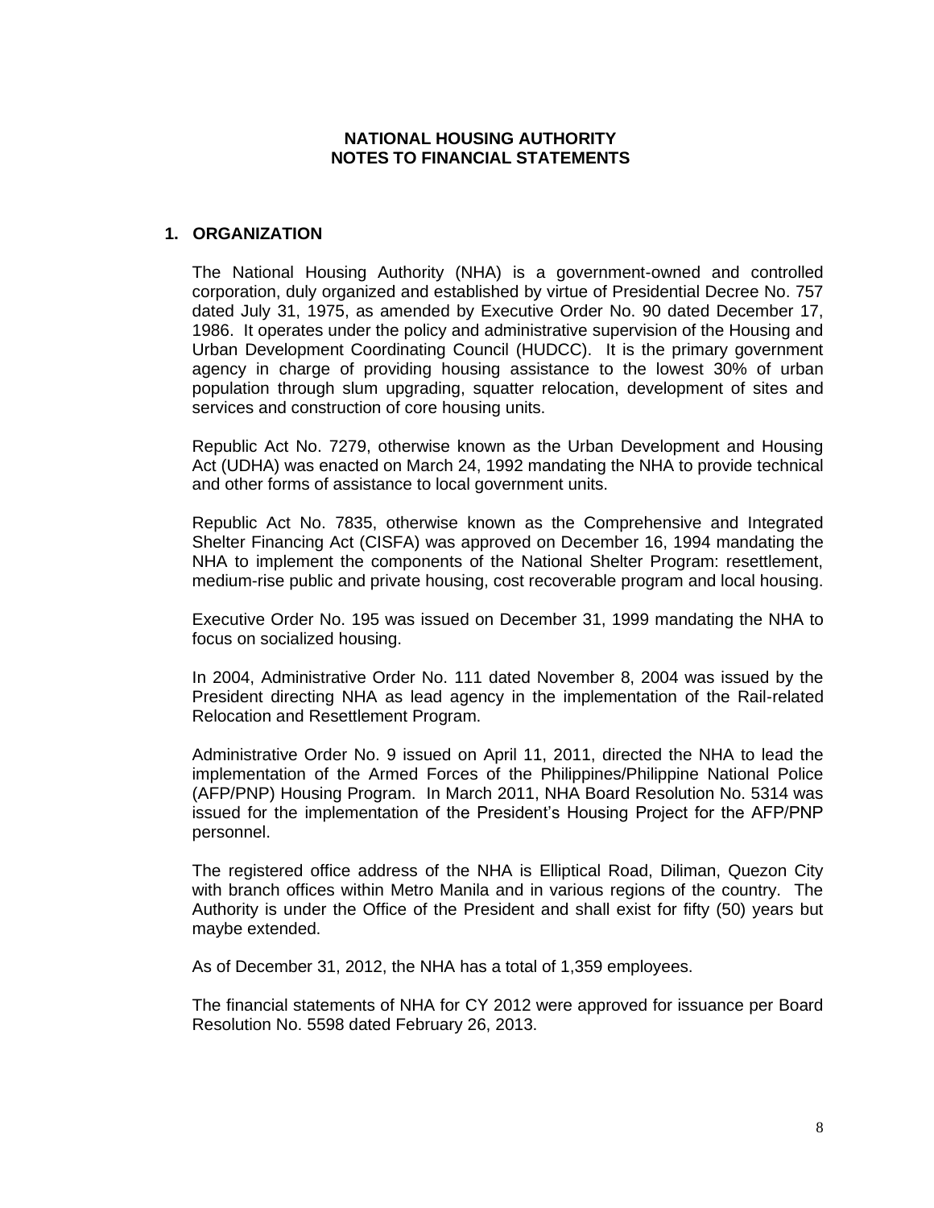# NATIONAL HOUSING AUTHORITY
# NOTES TO FINANCIAL STATEMENTS

## 1. ORGANIZATION

The National Housing Authority (NHA) is a government-owned and controlled corporation, duly organized and established by virtue of Presidential Decree No. 757 dated July 31, 1975, as amended by Executive Order No. 90 dated December 17, 1986. It operates under the policy and administrative supervision of the Housing and Urban Development Coordinating Council (HUDCC). It is the primary government agency in charge of providing housing assistance to the lowest 30% of urban population through slum upgrading, squatter relocation, development of sites and services and construction of core housing units.

Republic Act No. 7279, otherwise known as the Urban Development and Housing Act (UDHA) was enacted on March 24, 1992 mandating the NHA to provide technical and other forms of assistance to local government units.

Republic Act No. 7835, otherwise known as the Comprehensive and Integrated Shelter Financing Act (CISFA) was approved on December 16, 1994 mandating the NHA to implement the components of the National Shelter Program: resettlement, medium-rise public and private housing, cost recoverable program and local housing.

Executive Order No. 195 was issued on December 31, 1999 mandating the NHA to focus on socialized housing.

In 2004, Administrative Order No. 111 dated November 8, 2004 was issued by the President directing NHA as lead agency in the implementation of the Rail-related Relocation and Resettlement Program.

Administrative Order No. 9 issued on April 11, 2011, directed the NHA to lead the implementation of the Armed Forces of the Philippines/Philippine National Police (AFP/PNP) Housing Program. In March 2011, NHA Board Resolution No. 5314 was issued for the implementation of the President's Housing Project for the AFP/PNP personnel.

The registered office address of the NHA is Elliptical Road, Diliman, Quezon City with branch offices within Metro Manila and in various regions of the country. The Authority is under the Office of the President and shall exist for fifty (50) years but maybe extended.

As of December 31, 2012, the NHA has a total of 1,359 employees.

The financial statements of NHA for CY 2012 were approved for issuance per Board Resolution No. 5598 dated February 26, 2013.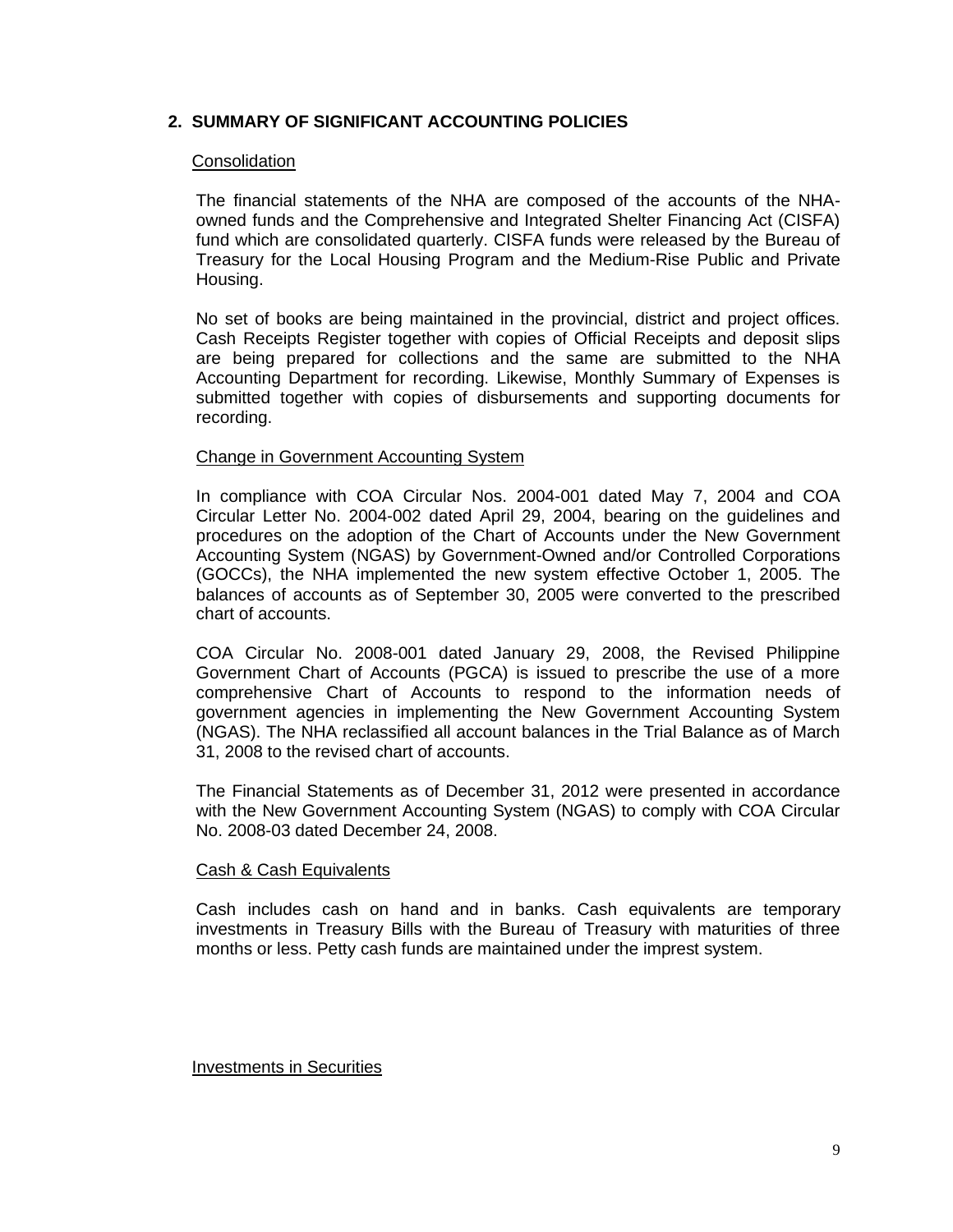## 2. SUMMARY OF SIGNIFICANT ACCOUNTING POLICIES

### Consolidation

The financial statements of the NHA are composed of the accounts of the NHA-owned funds and the Comprehensive and Integrated Shelter Financing Act (CISFA) fund which are consolidated quarterly. CISFA funds were released by the Bureau of Treasury for the Local Housing Program and the Medium-Rise Public and Private Housing.

No set of books are being maintained in the provincial, district and project offices. Cash Receipts Register together with copies of Official Receipts and deposit slips are being prepared for collections and the same are submitted to the NHA Accounting Department for recording. Likewise, Monthly Summary of Expenses is submitted together with copies of disbursements and supporting documents for recording.

### Change in Government Accounting System

In compliance with COA Circular Nos. 2004-001 dated May 7, 2004 and COA Circular Letter No. 2004-002 dated April 29, 2004, bearing on the guidelines and procedures on the adoption of the Chart of Accounts under the New Government Accounting System (NGAS) by Government-Owned and/or Controlled Corporations (GOCCs), the NHA implemented the new system effective October 1, 2005. The balances of accounts as of September 30, 2005 were converted to the prescribed chart of accounts.

COA Circular No. 2008-001 dated January 29, 2008, the Revised Philippine Government Chart of Accounts (PGCA) is issued to prescribe the use of a more comprehensive Chart of Accounts to respond to the information needs of government agencies in implementing the New Government Accounting System (NGAS). The NHA reclassified all account balances in the Trial Balance as of March 31, 2008 to the revised chart of accounts.

The Financial Statements as of December 31, 2012 were presented in accordance with the New Government Accounting System (NGAS) to comply with COA Circular No. 2008-03 dated December 24, 2008.

### Cash & Cash Equivalents

Cash includes cash on hand and in banks. Cash equivalents are temporary investments in Treasury Bills with the Bureau of Treasury with maturities of three months or less. Petty cash funds are maintained under the imprest system.

### Investments in Securities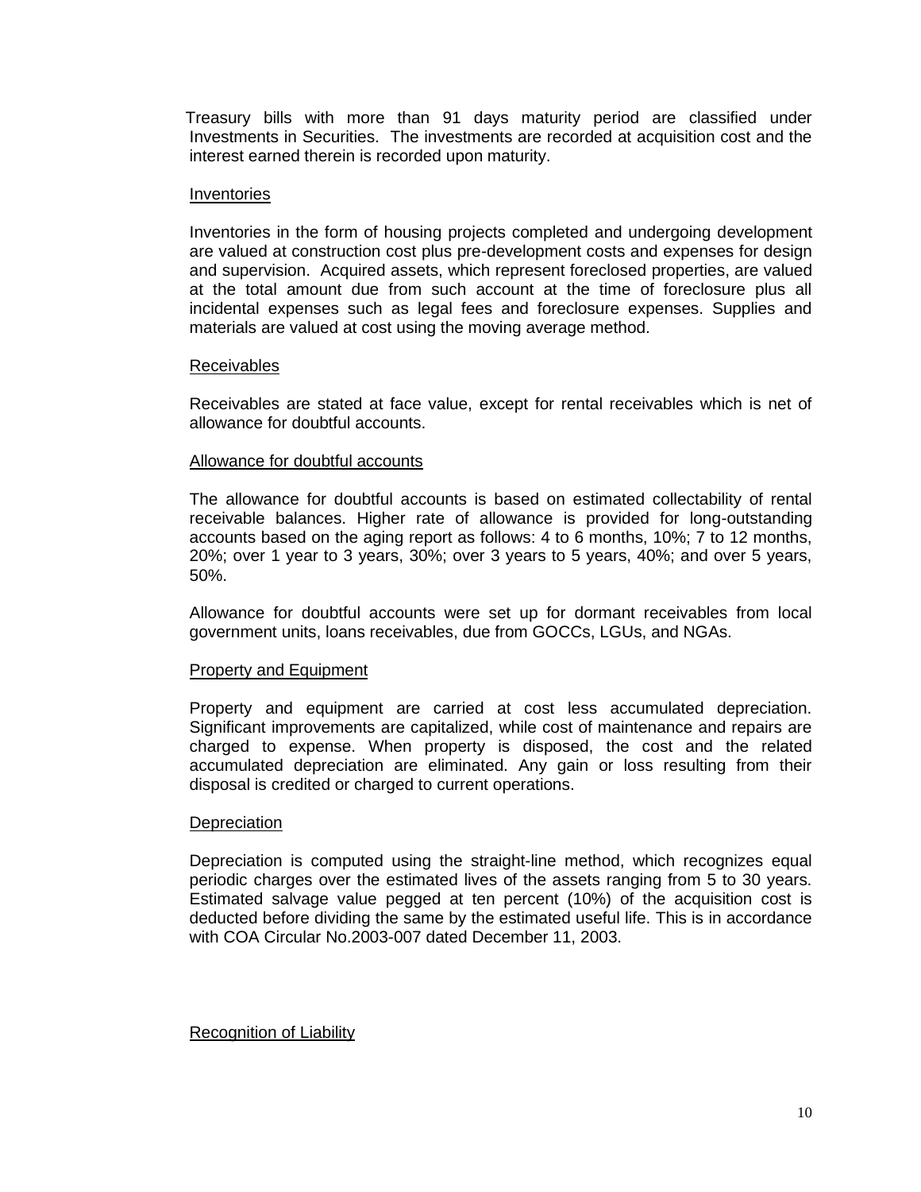Treasury bills with more than 91 days maturity period are classified under Investments in Securities. The investments are recorded at acquisition cost and the interest earned therein is recorded upon maturity.

### Inventories

Inventories in the form of housing projects completed and undergoing development are valued at construction cost plus pre-development costs and expenses for design and supervision. Acquired assets, which represent foreclosed properties, are valued at the total amount due from such account at the time of foreclosure plus all incidental expenses such as legal fees and foreclosure expenses. Supplies and materials are valued at cost using the moving average method.

### Receivables

Receivables are stated at face value, except for rental receivables which is net of allowance for doubtful accounts.

### Allowance for doubtful accounts

The allowance for doubtful accounts is based on estimated collectability of rental receivable balances. Higher rate of allowance is provided for long-outstanding accounts based on the aging report as follows: 4 to 6 months, 10%; 7 to 12 months, 20%; over 1 year to 3 years, 30%; over 3 years to 5 years, 40%; and over 5 years, 50%.

Allowance for doubtful accounts were set up for dormant receivables from local government units, loans receivables, due from GOCCs, LGUs, and NGAs.

### Property and Equipment

Property and equipment are carried at cost less accumulated depreciation. Significant improvements are capitalized, while cost of maintenance and repairs are charged to expense. When property is disposed, the cost and the related accumulated depreciation are eliminated. Any gain or loss resulting from their disposal is credited or charged to current operations.

### Depreciation

Depreciation is computed using the straight-line method, which recognizes equal periodic charges over the estimated lives of the assets ranging from 5 to 30 years. Estimated salvage value pegged at ten percent (10%) of the acquisition cost is deducted before dividing the same by the estimated useful life. This is in accordance with COA Circular No.2003-007 dated December 11, 2003.

### Recognition of Liability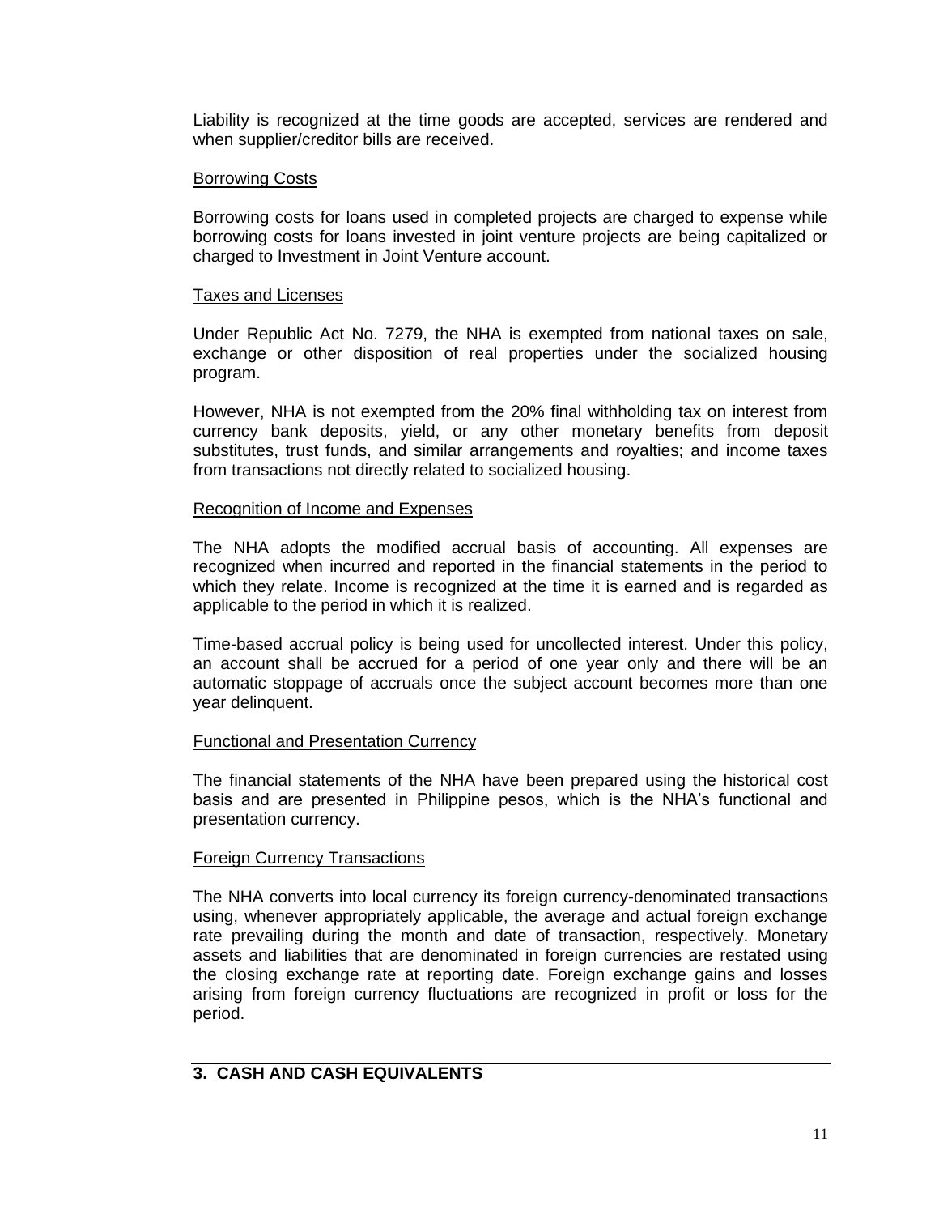Liability is recognized at the time goods are accepted, services are rendered and when supplier/creditor bills are received.

Borrowing Costs

Borrowing costs for loans used in completed projects are charged to expense while borrowing costs for loans invested in joint venture projects are being capitalized or charged to Investment in Joint Venture account.

Taxes and Licenses

Under Republic Act No. 7279, the NHA is exempted from national taxes on sale, exchange or other disposition of real properties under the socialized housing program.

However, NHA is not exempted from the 20% final withholding tax on interest from currency bank deposits, yield, or any other monetary benefits from deposit substitutes, trust funds, and similar arrangements and royalties; and income taxes from transactions not directly related to socialized housing.

Recognition of Income and Expenses

The NHA adopts the modified accrual basis of accounting. All expenses are recognized when incurred and reported in the financial statements in the period to which they relate. Income is recognized at the time it is earned and is regarded as applicable to the period in which it is realized.

Time-based accrual policy is being used for uncollected interest. Under this policy, an account shall be accrued for a period of one year only and there will be an automatic stoppage of accruals once the subject account becomes more than one year delinquent.

Functional and Presentation Currency

The financial statements of the NHA have been prepared using the historical cost basis and are presented in Philippine pesos, which is the NHA's functional and presentation currency.

Foreign Currency Transactions

The NHA converts into local currency its foreign currency-denominated transactions using, whenever appropriately applicable, the average and actual foreign exchange rate prevailing during the month and date of transaction, respectively. Monetary assets and liabilities that are denominated in foreign currencies are restated using the closing exchange rate at reporting date. Foreign exchange gains and losses arising from foreign currency fluctuations are recognized in profit or loss for the period.

## 3. CASH AND CASH EQUIVALENTS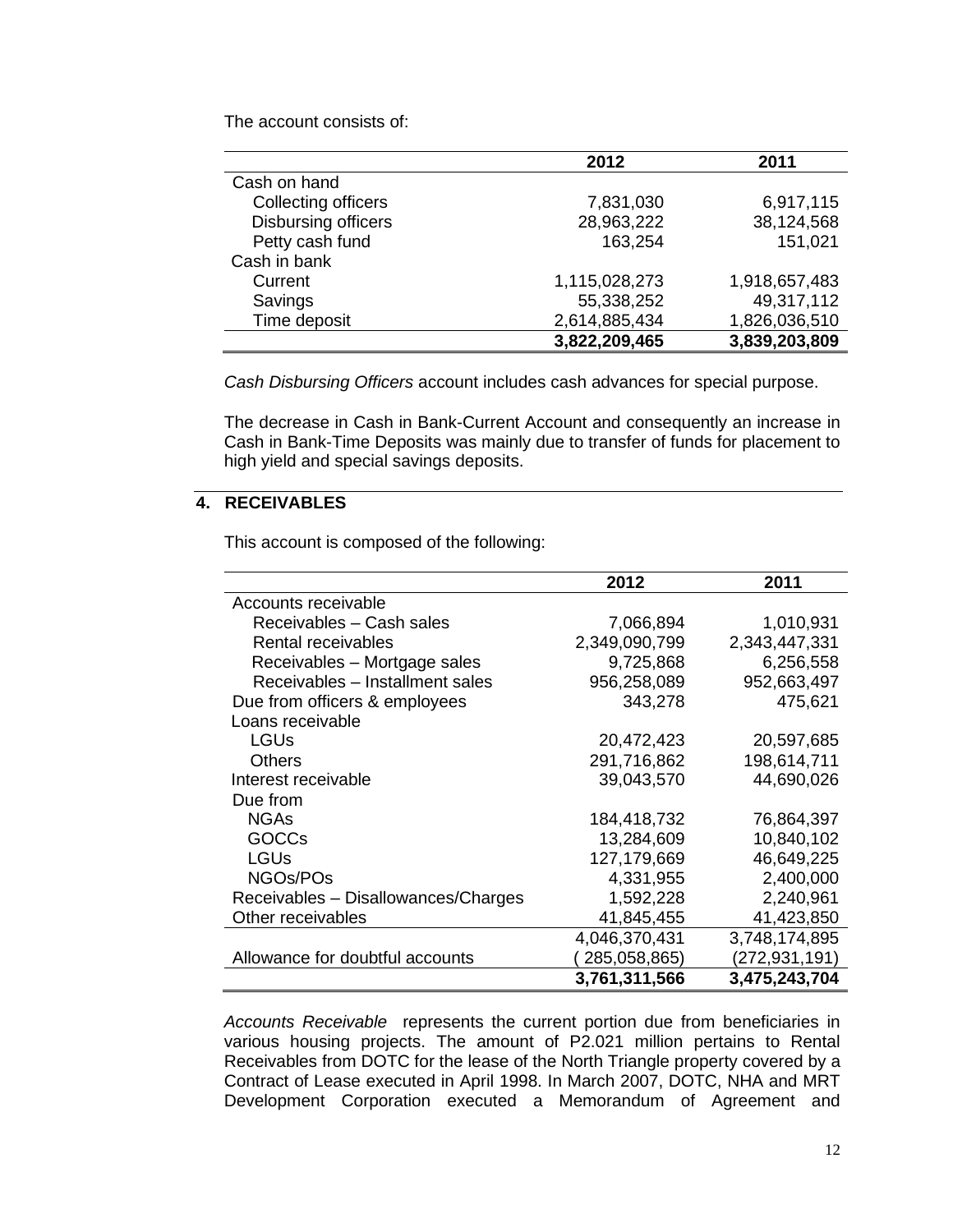The account consists of:

| | 2012 | 2011 |
|---|---|---|
| Cash on hand | | |
| Collecting officers | 7,831,030 | 6,917,115 |
| Disbursing officers | 28,963,222 | 38,124,568 |
| Petty cash fund | 163,254 | 151,021 |
| Cash in bank | | |
| Current | 1,115,028,273 | 1,918,657,483 |
| Savings | 55,338,252 | 49,317,112 |
| Time deposit | 2,614,885,434 | 1,826,036,510 |
| | **3,822,209,465** | **3,839,203,809** |

*Cash Disbursing Officers* account includes cash advances for special purpose.

The decrease in Cash in Bank-Current Account and consequently an increase in Cash in Bank-Time Deposits was mainly due to transfer of funds for placement to high yield and special savings deposits.

## 4. RECEIVABLES

This account is composed of the following:

| | 2012 | 2011 |
|---|---|---|
| Accounts receivable | | |
| Receivables – Cash sales | 7,066,894 | 1,010,931 |
| Rental receivables | 2,349,090,799 | 2,343,447,331 |
| Receivables – Mortgage sales | 9,725,868 | 6,256,558 |
| Receivables – Installment sales | 956,258,089 | 952,663,497 |
| Due from officers & employees | 343,278 | 475,621 |
| Loans receivable | | |
| LGUs | 20,472,423 | 20,597,685 |
| Others | 291,716,862 | 198,614,711 |
| Interest receivable | 39,043,570 | 44,690,026 |
| Due from | | |
| NGAs | 184,418,732 | 76,864,397 |
| GOCCs | 13,284,609 | 10,840,102 |
| LGUs | 127,179,669 | 46,649,225 |
| NGOs/POs | 4,331,955 | 2,400,000 |
| Receivables – Disallowances/Charges | 1,592,228 | 2,240,961 |
| Other receivables | 41,845,455 | 41,423,850 |
| | 4,046,370,431 | 3,748,174,895 |
| Allowance for doubtful accounts | ( 285,058,865) | (272,931,191) |
| | **3,761,311,566** | **3,475,243,704** |

*Accounts Receivable* represents the current portion due from beneficiaries in various housing projects. The amount of P2.021 million pertains to Rental Receivables from DOTC for the lease of the North Triangle property covered by a Contract of Lease executed in April 1998. In March 2007, DOTC, NHA and MRT Development Corporation executed a Memorandum of Agreement and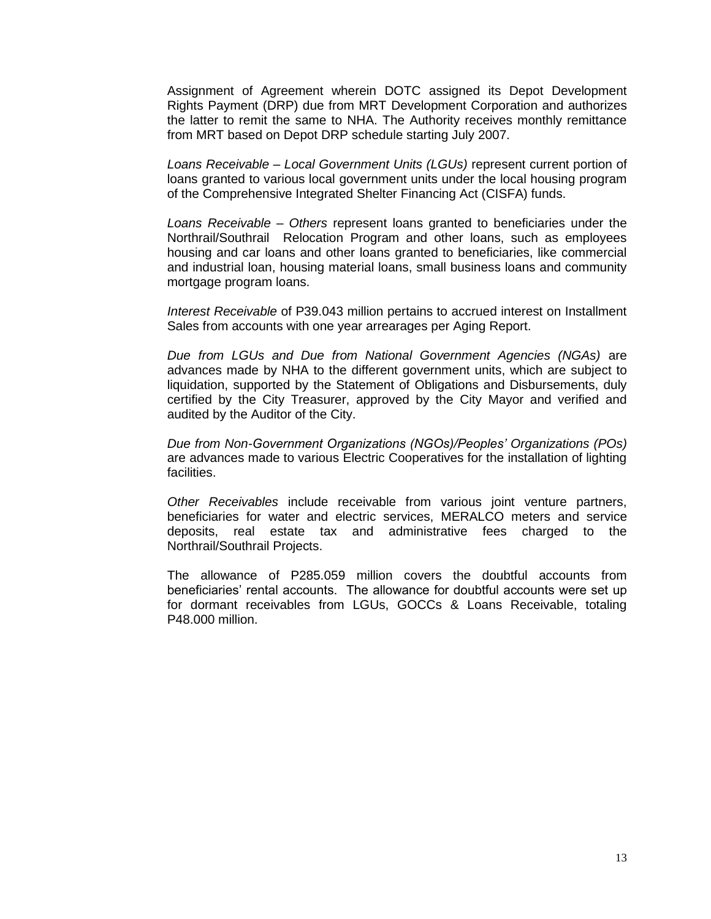Assignment of Agreement wherein DOTC assigned its Depot Development Rights Payment (DRP) due from MRT Development Corporation and authorizes the latter to remit the same to NHA. The Authority receives monthly remittance from MRT based on Depot DRP schedule starting July 2007.

*Loans Receivable – Local Government Units (LGUs)* represent current portion of loans granted to various local government units under the local housing program of the Comprehensive Integrated Shelter Financing Act (CISFA) funds.

*Loans Receivable – Others* represent loans granted to beneficiaries under the Northrail/Southrail Relocation Program and other loans, such as employees housing and car loans and other loans granted to beneficiaries, like commercial and industrial loan, housing material loans, small business loans and community mortgage program loans.

*Interest Receivable* of P39.043 million pertains to accrued interest on Installment Sales from accounts with one year arrearages per Aging Report.

*Due from LGUs and Due from National Government Agencies (NGAs)* are advances made by NHA to the different government units, which are subject to liquidation, supported by the Statement of Obligations and Disbursements, duly certified by the City Treasurer, approved by the City Mayor and verified and audited by the Auditor of the City.

*Due from Non-Government Organizations (NGOs)/Peoples' Organizations (POs)* are advances made to various Electric Cooperatives for the installation of lighting facilities.

*Other Receivables* include receivable from various joint venture partners, beneficiaries for water and electric services, MERALCO meters and service deposits, real estate tax and administrative fees charged to the Northrail/Southrail Projects.

The allowance of P285.059 million covers the doubtful accounts from beneficiaries' rental accounts. The allowance for doubtful accounts were set up for dormant receivables from LGUs, GOCCs & Loans Receivable, totaling P48.000 million.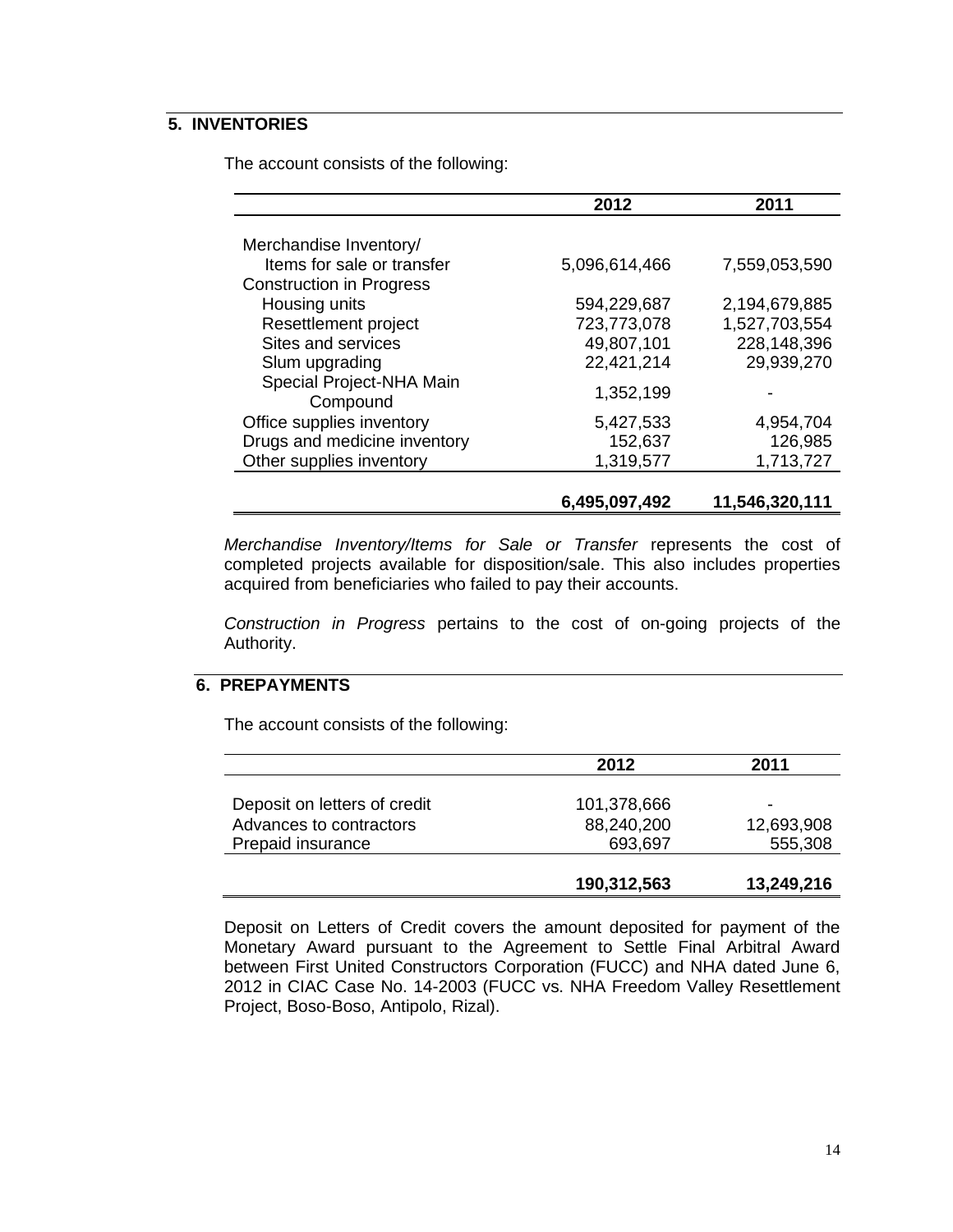## 5. INVENTORIES

The account consists of the following:

| | 2012 | 2011 |
|---|---|---|
| Merchandise Inventory/ | | |
| Items for sale or transfer | 5,096,614,466 | 7,559,053,590 |
| Construction in Progress | | |
| Housing units | 594,229,687 | 2,194,679,885 |
| Resettlement project | 723,773,078 | 1,527,703,554 |
| Sites and services | 49,807,101 | 228,148,396 |
| Slum upgrading | 22,421,214 | 29,939,270 |
| Special Project-NHA Main Compound | 1,352,199 | - |
| Office supplies inventory | 5,427,533 | 4,954,704 |
| Drugs and medicine inventory | 152,637 | 126,985 |
| Other supplies inventory | 1,319,577 | 1,713,727 |
| | **6,495,097,492** | **11,546,320,111** |

*Merchandise Inventory/Items for Sale or Transfer* represents the cost of completed projects available for disposition/sale. This also includes properties acquired from beneficiaries who failed to pay their accounts.

*Construction in Progress* pertains to the cost of on-going projects of the Authority.

## 6. PREPAYMENTS

The account consists of the following:

| | 2012 | 2011 |
|---|---|---|
| Deposit on letters of credit | 101,378,666 | - |
| Advances to contractors | 88,240,200 | 12,693,908 |
| Prepaid insurance | 693,697 | 555,308 |
| | **190,312,563** | **13,249,216** |

Deposit on Letters of Credit covers the amount deposited for payment of the Monetary Award pursuant to the Agreement to Settle Final Arbitral Award between First United Constructors Corporation (FUCC) and NHA dated June 6, 2012 in CIAC Case No. 14-2003 (FUCC vs. NHA Freedom Valley Resettlement Project, Boso-Boso, Antipolo, Rizal).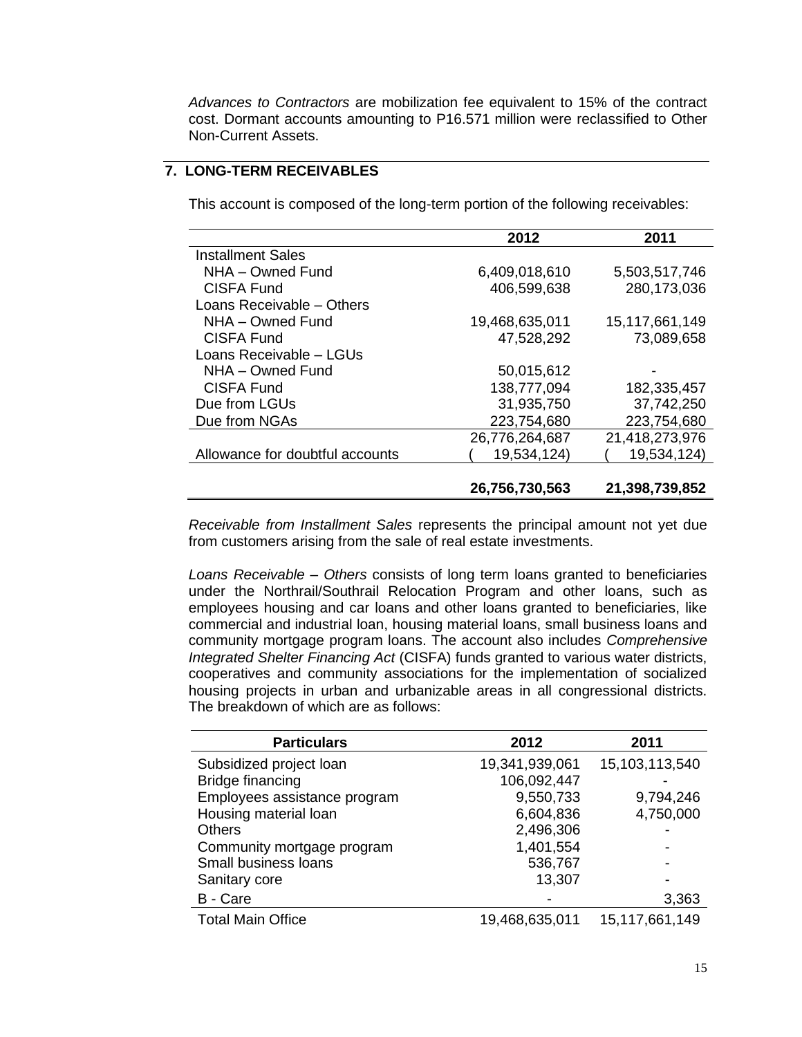*Advances to Contractors* are mobilization fee equivalent to 15% of the contract cost. Dormant accounts amounting to P16.571 million were reclassified to Other Non-Current Assets.

## 7. LONG-TERM RECEIVABLES

This account is composed of the long-term portion of the following receivables:

| | 2012 | 2011 |
|---|---|---|
| Installment Sales | | |
| NHA – Owned Fund | 6,409,018,610 | 5,503,517,746 |
| CISFA Fund | 406,599,638 | 280,173,036 |
| Loans Receivable – Others | | |
| NHA – Owned Fund | 19,468,635,011 | 15,117,661,149 |
| CISFA Fund | 47,528,292 | 73,089,658 |
| Loans Receivable – LGUs | | |
| NHA – Owned Fund | 50,015,612 | - |
| CISFA Fund | 138,777,094 | 182,335,457 |
| Due from LGUs | 31,935,750 | 37,742,250 |
| Due from NGAs | 223,754,680 | 223,754,680 |
| | 26,776,264,687 | 21,418,273,976 |
| Allowance for doubtful accounts | ( 19,534,124) | ( 19,534,124) |
| | **26,756,730,563** | **21,398,739,852** |

*Receivable from Installment Sales* represents the principal amount not yet due from customers arising from the sale of real estate investments.

*Loans Receivable – Others* consists of long term loans granted to beneficiaries under the Northrail/Southrail Relocation Program and other loans, such as employees housing and car loans and other loans granted to beneficiaries, like commercial and industrial loan, housing material loans, small business loans and community mortgage program loans. The account also includes *Comprehensive Integrated Shelter Financing Act* (CISFA) funds granted to various water districts, cooperatives and community associations for the implementation of socialized housing projects in urban and urbanizable areas in all congressional districts. The breakdown of which are as follows:

| Particulars | 2012 | 2011 |
|---|---|---|
| Subsidized project loan | 19,341,939,061 | 15,103,113,540 |
| Bridge financing | 106,092,447 | - |
| Employees assistance program | 9,550,733 | 9,794,246 |
| Housing material loan | 6,604,836 | 4,750,000 |
| Others | 2,496,306 | - |
| Community mortgage program | 1,401,554 | - |
| Small business loans | 536,767 | - |
| Sanitary core | 13,307 | - |
| B - Care | - | 3,363 |
| Total Main Office | 19,468,635,011 | 15,117,661,149 |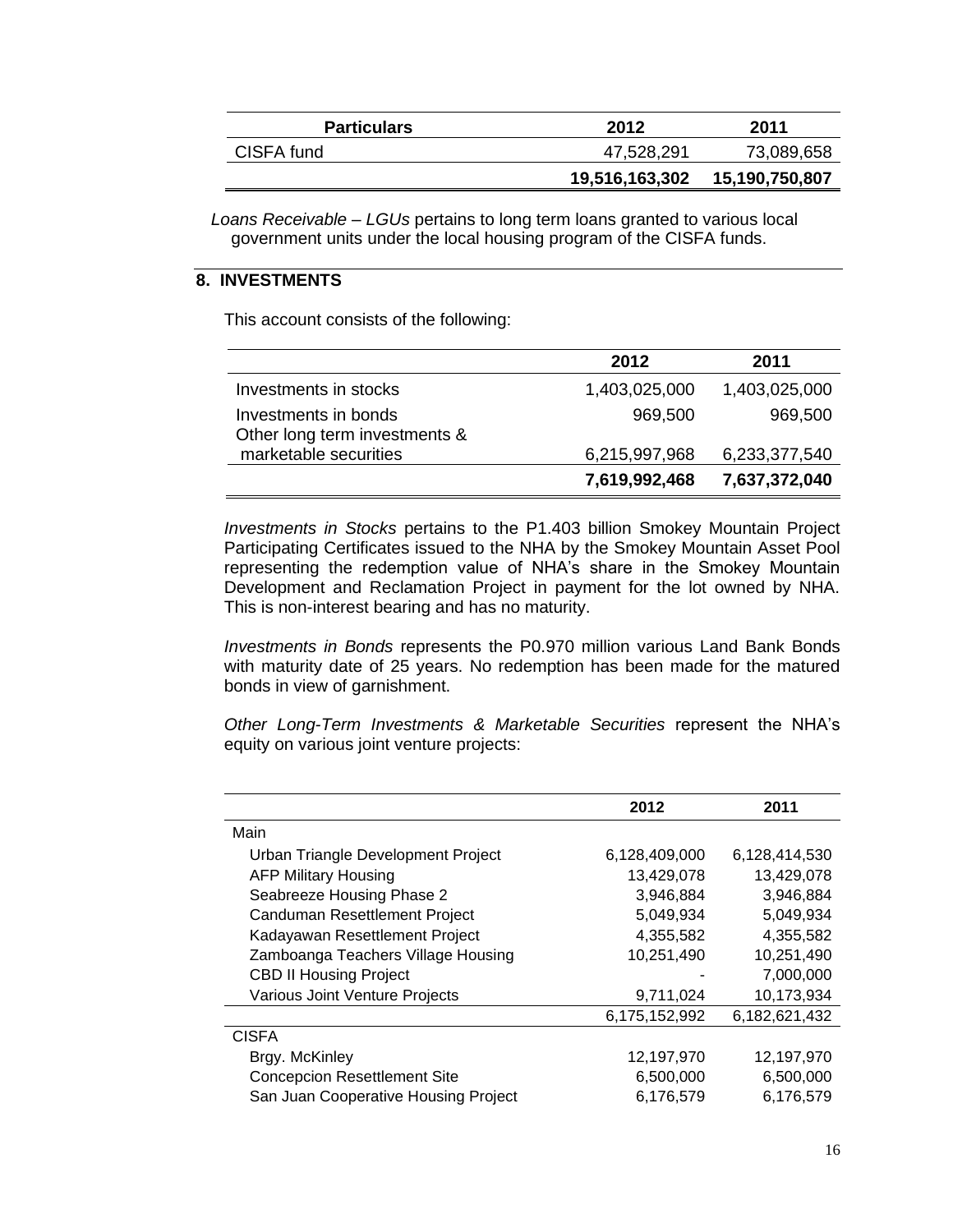| Particulars | 2012 | 2011 |
|---|---|---|
| CISFA fund | 47,528,291 | 73,089,658 |
| | **19,516,163,302** | **15,190,750,807** |

*Loans Receivable – LGUs* pertains to long term loans granted to various local government units under the local housing program of the CISFA funds.

## 8. INVESTMENTS

This account consists of the following:

| | 2012 | 2011 |
|---|---|---|
| Investments in stocks | 1,403,025,000 | 1,403,025,000 |
| Investments in bonds | 969,500 | 969,500 |
| Other long term investments & marketable securities | 6,215,997,968 | 6,233,377,540 |
| | **7,619,992,468** | **7,637,372,040** |

*Investments in Stocks* pertains to the P1.403 billion Smokey Mountain Project Participating Certificates issued to the NHA by the Smokey Mountain Asset Pool representing the redemption value of NHA's share in the Smokey Mountain Development and Reclamation Project in payment for the lot owned by NHA. This is non-interest bearing and has no maturity.

*Investments in Bonds* represents the P0.970 million various Land Bank Bonds with maturity date of 25 years. No redemption has been made for the matured bonds in view of garnishment.

*Other Long-Term Investments & Marketable Securities* represent the NHA's equity on various joint venture projects:

| | 2012 | 2011 |
|---|---|---|
| Main | | |
| Urban Triangle Development Project | 6,128,409,000 | 6,128,414,530 |
| AFP Military Housing | 13,429,078 | 13,429,078 |
| Seabreeze Housing Phase 2 | 3,946,884 | 3,946,884 |
| Canduman Resettlement Project | 5,049,934 | 5,049,934 |
| Kadayawan Resettlement Project | 4,355,582 | 4,355,582 |
| Zamboanga Teachers Village Housing | 10,251,490 | 10,251,490 |
| CBD II Housing Project | - | 7,000,000 |
| Various Joint Venture Projects | 9,711,024 | 10,173,934 |
| | 6,175,152,992 | 6,182,621,432 |
| CISFA | | |
| Brgy. McKinley | 12,197,970 | 12,197,970 |
| Concepcion Resettlement Site | 6,500,000 | 6,500,000 |
| San Juan Cooperative Housing Project | 6,176,579 | 6,176,579 |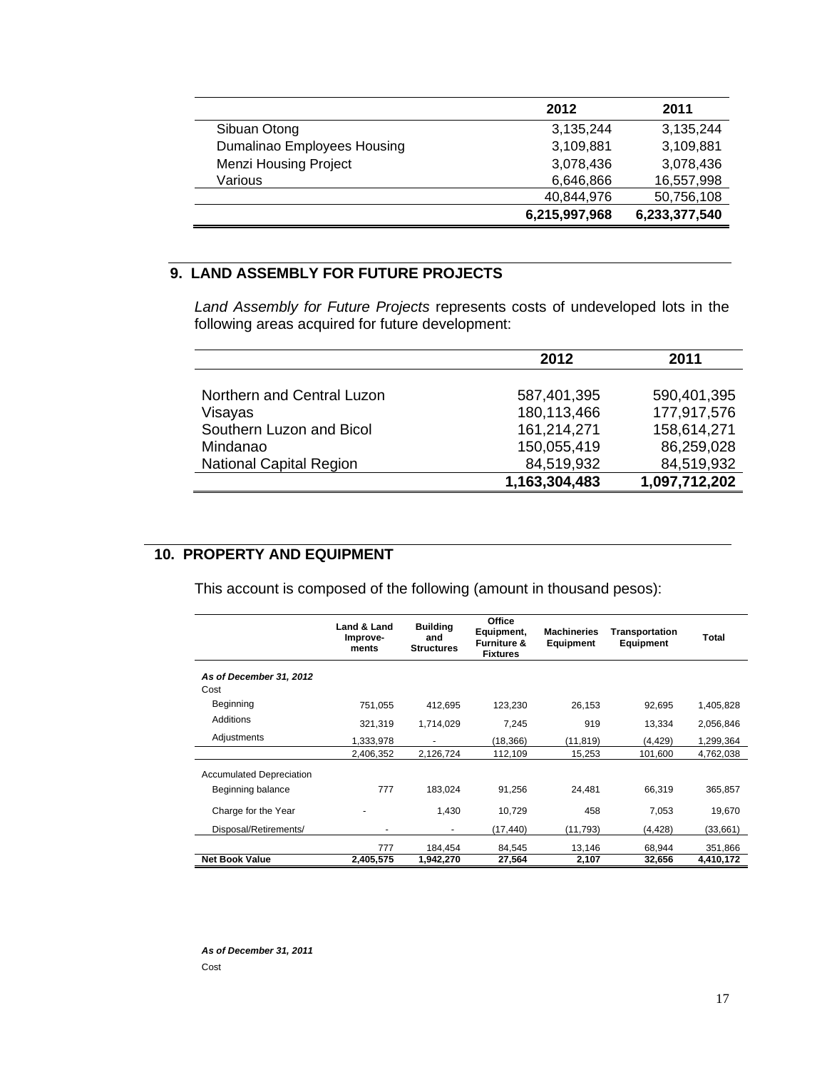| | 2012 | 2011 |
|---|---|---|
| Sibuan Otong | 3,135,244 | 3,135,244 |
| Dumalinao Employees Housing | 3,109,881 | 3,109,881 |
| Menzi Housing Project | 3,078,436 | 3,078,436 |
| Various | 6,646,866 | 16,557,998 |
| | 40,844,976 | 50,756,108 |
| | **6,215,997,968** | **6,233,377,540** |

## 9. LAND ASSEMBLY FOR FUTURE PROJECTS

*Land Assembly for Future Projects* represents costs of undeveloped lots in the following areas acquired for future development:

| | 2012 | 2011 |
|---|---|---|
| Northern and Central Luzon | 587,401,395 | 590,401,395 |
| Visayas | 180,113,466 | 177,917,576 |
| Southern Luzon and Bicol | 161,214,271 | 158,614,271 |
| Mindanao | 150,055,419 | 86,259,028 |
| National Capital Region | 84,519,932 | 84,519,932 |
| | **1,163,304,483** | **1,097,712,202** |

## 10. PROPERTY AND EQUIPMENT

This account is composed of the following (amount in thousand pesos):

| | Land & Land Improve-ments | Building and Structures | Office Equipment, Furniture & Fixtures | Machineries Equipment | Transportation Equipment | Total |
|---|---|---|---|---|---|---|
| ***As of December 31, 2012*** | | | | | | |
| Cost | | | | | | |
| Beginning | 751,055 | 412,695 | 123,230 | 26,153 | 92,695 | 1,405,828 |
| Additions | 321,319 | 1,714,029 | 7,245 | 919 | 13,334 | 2,056,846 |
| Adjustments | 1,333,978 | - | (18,366) | (11,819) | (4,429) | 1,299,364 |
| | 2,406,352 | 2,126,724 | 112,109 | 15,253 | 101,600 | 4,762,038 |
| Accumulated Depreciation | | | | | | |
| Beginning balance | 777 | 183,024 | 91,256 | 24,481 | 66,319 | 365,857 |
| Charge for the Year | - | 1,430 | 10,729 | 458 | 7,053 | 19,670 |
| Disposal/Retirements/ | - | - | (17,440) | (11,793) | (4,428) | (33,661) |
| | 777 | 184,454 | 84,545 | 13,146 | 68,944 | 351,866 |
| **Net Book Value** | **2,405,575** | **1,942,270** | **27,564** | **2,107** | **32,656** | **4,410,172** |

***As of December 31, 2011***

Cost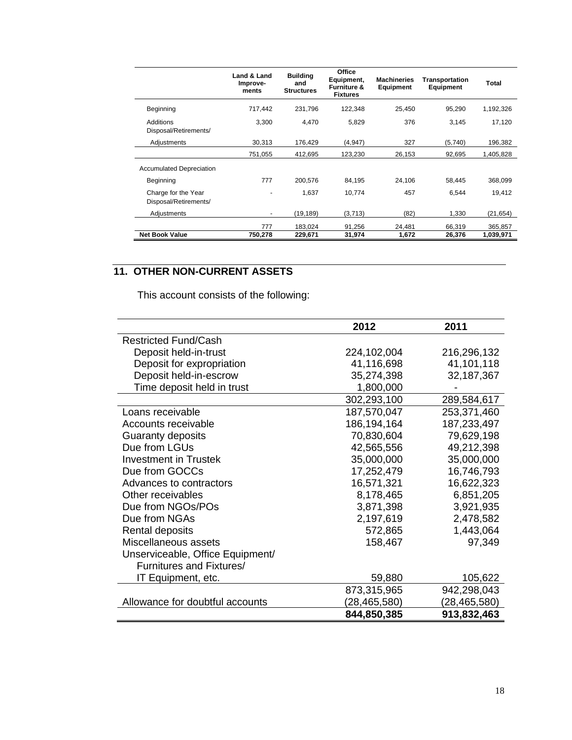| | Land & Land Improve-ments | Building and Structures | Office Equipment, Furniture & Fixtures | Machineries Equipment | Transportation Equipment | Total |
|---|---|---|---|---|---|---|
| Beginning | 717,442 | 231,796 | 122,348 | 25,450 | 95,290 | 1,192,326 |
| Additions | 3,300 | 4,470 | 5,829 | 376 | 3,145 | 17,120 |
| Disposal/Retirements/ Adjustments | 30,313 | 176,429 | (4,947) | 327 | (5,740) | 196,382 |
| | 751,055 | 412,695 | 123,230 | 26,153 | 92,695 | 1,405,828 |
| Accumulated Depreciation | | | | | | |
| Beginning | 777 | 200,576 | 84,195 | 24,106 | 58,445 | 368,099 |
| Charge for the Year | - | 1,637 | 10,774 | 457 | 6,544 | 19,412 |
| Disposal/Retirements/ Adjustments | - | (19,189) | (3,713) | (82) | 1,330 | (21,654) |
| | 777 | 183,024 | 91,256 | 24,481 | 66,319 | 365,857 |
| **Net Book Value** | **750,278** | **229,671** | **31,974** | **1,672** | **26,376** | **1,039,971** |

## 11. OTHER NON-CURRENT ASSETS

This account consists of the following:

| | 2012 | 2011 |
|---|---|---|
| Restricted Fund/Cash | | |
| Deposit held-in-trust | 224,102,004 | 216,296,132 |
| Deposit for expropriation | 41,116,698 | 41,101,118 |
| Deposit held-in-escrow | 35,274,398 | 32,187,367 |
| Time deposit held in trust | 1,800,000 | - |
| | 302,293,100 | 289,584,617 |
| Loans receivable | 187,570,047 | 253,371,460 |
| Accounts receivable | 186,194,164 | 187,233,497 |
| Guaranty deposits | 70,830,604 | 79,629,198 |
| Due from LGUs | 42,565,556 | 49,212,398 |
| Investment in Trustek | 35,000,000 | 35,000,000 |
| Due from GOCCs | 17,252,479 | 16,746,793 |
| Advances to contractors | 16,571,321 | 16,622,323 |
| Other receivables | 8,178,465 | 6,851,205 |
| Due from NGOs/POs | 3,871,398 | 3,921,935 |
| Due from NGAs | 2,197,619 | 2,478,582 |
| Rental deposits | 572,865 | 1,443,064 |
| Miscellaneous assets | 158,467 | 97,349 |
| Unserviceable, Office Equipment/ Furnitures and Fixtures/ IT Equipment, etc. | 59,880 | 105,622 |
| | 873,315,965 | 942,298,043 |
| Allowance for doubtful accounts | (28,465,580) | (28,465,580) |
| | **844,850,385** | **913,832,463** |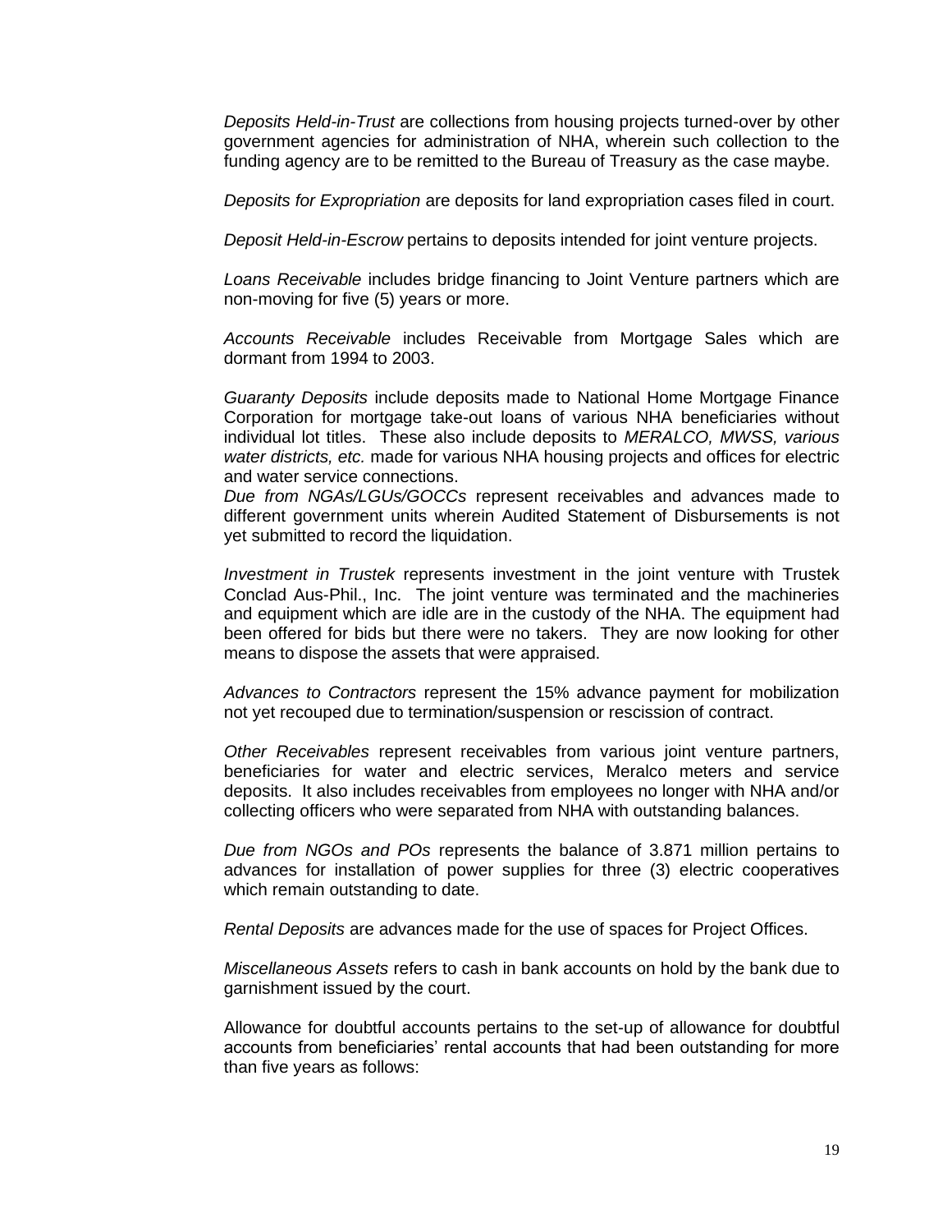*Deposits Held-in-Trust* are collections from housing projects turned-over by other government agencies for administration of NHA, wherein such collection to the funding agency are to be remitted to the Bureau of Treasury as the case maybe.

*Deposits for Expropriation* are deposits for land expropriation cases filed in court.

*Deposit Held-in-Escrow* pertains to deposits intended for joint venture projects.

*Loans Receivable* includes bridge financing to Joint Venture partners which are non-moving for five (5) years or more.

*Accounts Receivable* includes Receivable from Mortgage Sales which are dormant from 1994 to 2003.

*Guaranty Deposits* include deposits made to National Home Mortgage Finance Corporation for mortgage take-out loans of various NHA beneficiaries without individual lot titles. These also include deposits to *MERALCO, MWSS, various water districts, etc.* made for various NHA housing projects and offices for electric and water service connections.
*Due from NGAs/LGUs/GOCCs* represent receivables and advances made to different government units wherein Audited Statement of Disbursements is not yet submitted to record the liquidation.

*Investment in Trustek* represents investment in the joint venture with Trustek Conclad Aus-Phil., Inc. The joint venture was terminated and the machineries and equipment which are idle are in the custody of the NHA. The equipment had been offered for bids but there were no takers. They are now looking for other means to dispose the assets that were appraised.

*Advances to Contractors* represent the 15% advance payment for mobilization not yet recouped due to termination/suspension or rescission of contract.

*Other Receivables* represent receivables from various joint venture partners, beneficiaries for water and electric services, Meralco meters and service deposits. It also includes receivables from employees no longer with NHA and/or collecting officers who were separated from NHA with outstanding balances.

*Due from NGOs and POs* represents the balance of 3.871 million pertains to advances for installation of power supplies for three (3) electric cooperatives which remain outstanding to date.

*Rental Deposits* are advances made for the use of spaces for Project Offices.

*Miscellaneous Assets* refers to cash in bank accounts on hold by the bank due to garnishment issued by the court.

Allowance for doubtful accounts pertains to the set-up of allowance for doubtful accounts from beneficiaries' rental accounts that had been outstanding for more than five years as follows: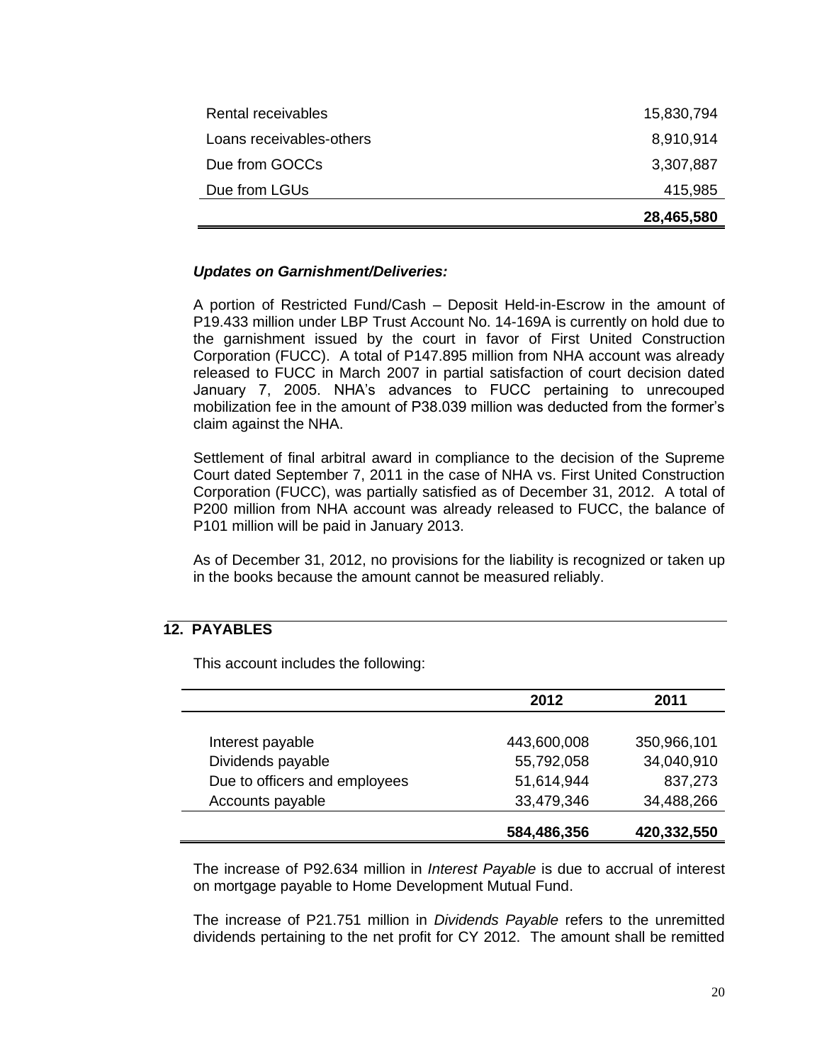| | |
|---|---|
| Rental receivables | 15,830,794 |
| Loans receivables-others | 8,910,914 |
| Due from GOCCs | 3,307,887 |
| Due from LGUs | 415,985 |
| | **28,465,580** |

***Updates on Garnishment/Deliveries:***

A portion of Restricted Fund/Cash – Deposit Held-in-Escrow in the amount of P19.433 million under LBP Trust Account No. 14-169A is currently on hold due to the garnishment issued by the court in favor of First United Construction Corporation (FUCC). A total of P147.895 million from NHA account was already released to FUCC in March 2007 in partial satisfaction of court decision dated January 7, 2005. NHA's advances to FUCC pertaining to unrecouped mobilization fee in the amount of P38.039 million was deducted from the former's claim against the NHA.

Settlement of final arbitral award in compliance to the decision of the Supreme Court dated September 7, 2011 in the case of NHA vs. First United Construction Corporation (FUCC), was partially satisfied as of December 31, 2012. A total of P200 million from NHA account was already released to FUCC, the balance of P101 million will be paid in January 2013.

As of December 31, 2012, no provisions for the liability is recognized or taken up in the books because the amount cannot be measured reliably.

## 12. PAYABLES

This account includes the following:

| | 2012 | 2011 |
|---|---|---|
| Interest payable | 443,600,008 | 350,966,101 |
| Dividends payable | 55,792,058 | 34,040,910 |
| Due to officers and employees | 51,614,944 | 837,273 |
| Accounts payable | 33,479,346 | 34,488,266 |
| | **584,486,356** | **420,332,550** |

The increase of P92.634 million in *Interest Payable* is due to accrual of interest on mortgage payable to Home Development Mutual Fund.

The increase of P21.751 million in *Dividends Payable* refers to the unremitted dividends pertaining to the net profit for CY 2012. The amount shall be remitted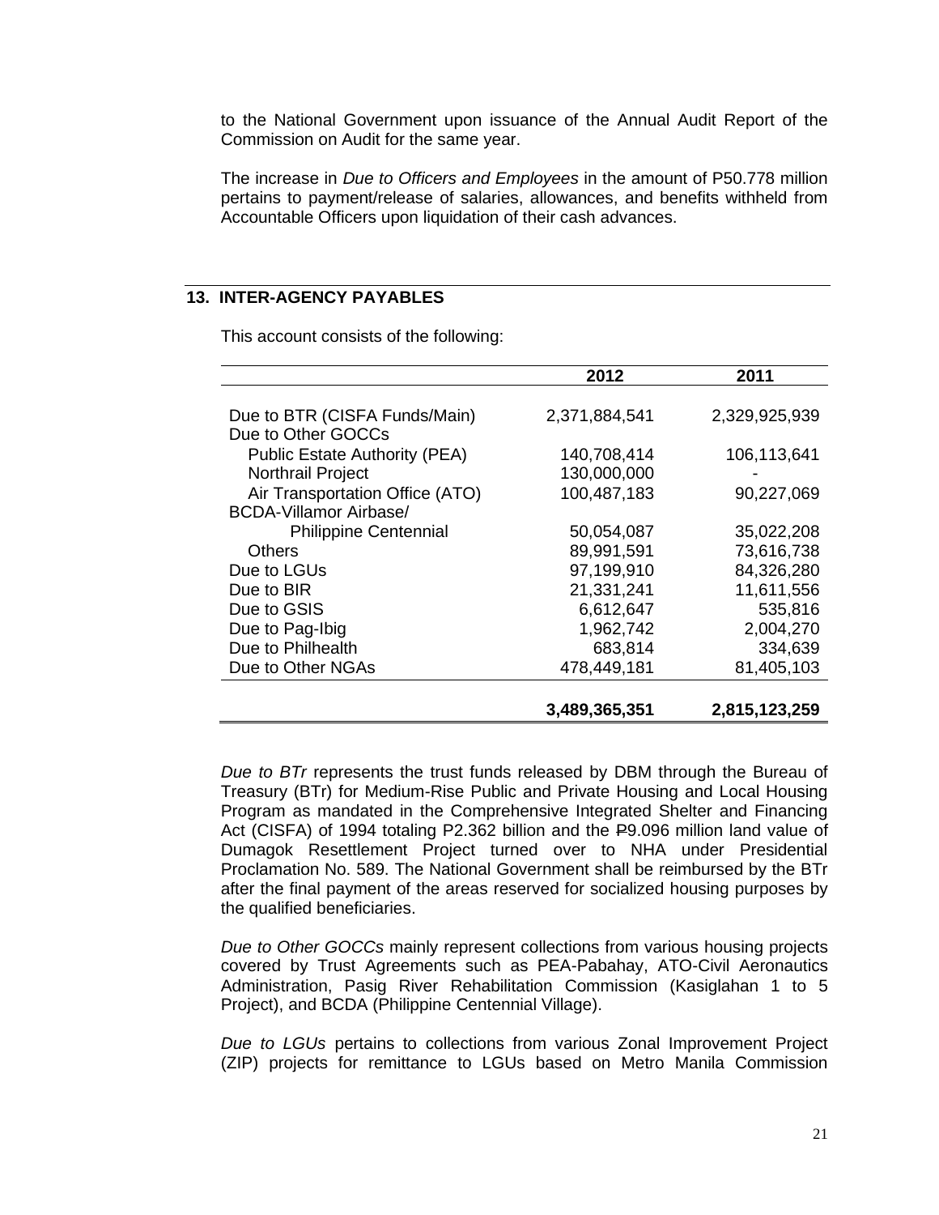to the National Government upon issuance of the Annual Audit Report of the Commission on Audit for the same year.

The increase in *Due to Officers and Employees* in the amount of P50.778 million pertains to payment/release of salaries, allowances, and benefits withheld from Accountable Officers upon liquidation of their cash advances.

## 13. INTER-AGENCY PAYABLES

This account consists of the following:

| | 2012 | 2011 |
|---|---|---|
| Due to BTR (CISFA Funds/Main) | 2,371,884,541 | 2,329,925,939 |
| Due to Other GOCCs | | |
| Public Estate Authority (PEA) | 140,708,414 | 106,113,641 |
| Northrail Project | 130,000,000 | - |
| Air Transportation Office (ATO) | 100,487,183 | 90,227,069 |
| BCDA-Villamor Airbase/ Philippine Centennial | 50,054,087 | 35,022,208 |
| Others | 89,991,591 | 73,616,738 |
| Due to LGUs | 97,199,910 | 84,326,280 |
| Due to BIR | 21,331,241 | 11,611,556 |
| Due to GSIS | 6,612,647 | 535,816 |
| Due to Pag-Ibig | 1,962,742 | 2,004,270 |
| Due to Philhealth | 683,814 | 334,639 |
| Due to Other NGAs | 478,449,181 | 81,405,103 |
| | **3,489,365,351** | **2,815,123,259** |

*Due to BTr* represents the trust funds released by DBM through the Bureau of Treasury (BTr) for Medium-Rise Public and Private Housing and Local Housing Program as mandated in the Comprehensive Integrated Shelter and Financing Act (CISFA) of 1994 totaling P2.362 billion and the ₱9.096 million land value of Dumagok Resettlement Project turned over to NHA under Presidential Proclamation No. 589. The National Government shall be reimbursed by the BTr after the final payment of the areas reserved for socialized housing purposes by the qualified beneficiaries.

*Due to Other GOCCs* mainly represent collections from various housing projects covered by Trust Agreements such as PEA-Pabahay, ATO-Civil Aeronautics Administration, Pasig River Rehabilitation Commission (Kasiglahan 1 to 5 Project), and BCDA (Philippine Centennial Village).

*Due to LGUs* pertains to collections from various Zonal Improvement Project (ZIP) projects for remittance to LGUs based on Metro Manila Commission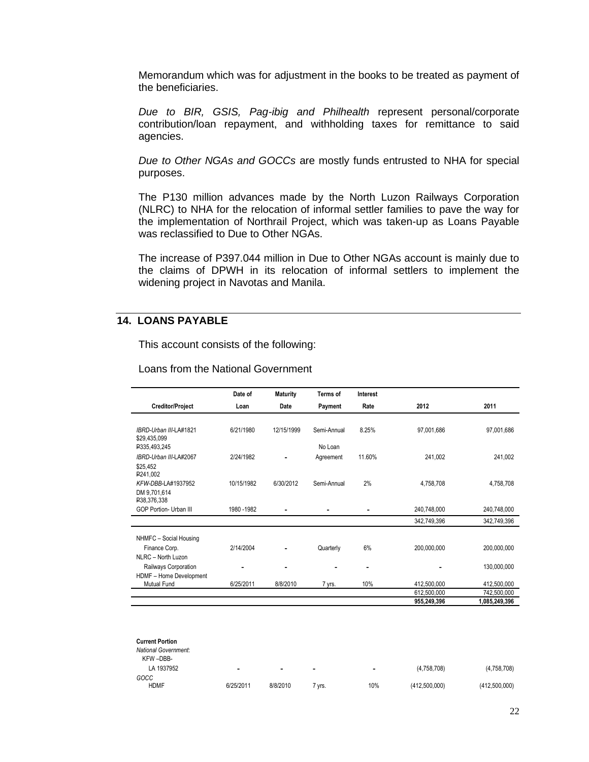Memorandum which was for adjustment in the books to be treated as payment of the beneficiaries.

*Due to BIR, GSIS, Pag-ibig and Philhealth* represent personal/corporate contribution/loan repayment, and withholding taxes for remittance to said agencies.

*Due to Other NGAs and GOCCs* are mostly funds entrusted to NHA for special purposes.

The P130 million advances made by the North Luzon Railways Corporation (NLRC) to NHA for the relocation of informal settler families to pave the way for the implementation of Northrail Project, which was taken-up as Loans Payable was reclassified to Due to Other NGAs.

The increase of P397.044 million in Due to Other NGAs account is mainly due to the claims of DPWH in its relocation of informal settlers to implement the widening project in Navotas and Manila.

## 14. LOANS PAYABLE

This account consists of the following:

Loans from the National Government

| Creditor/Project | Date of Loan | Maturity Date | Terms of Payment | Interest Rate | 2012 | 2011 |
|---|---|---|---|---|---|---|
| *IBRD-Urban III-LA#1821* $29,435,099 ₱335,493,245 | 6/21/1980 | 12/15/1999 | Semi-Annual | 8.25% | 97,001,686 | 97,001,686 |
| *IBRD-Urban III-LA#2067* $25,452 ₱241,002 | 2/24/1982 | - | No Loan Agreement | 11.60% | 241,002 | 241,002 |
| *KFW-DBB-LA#1937952* DM 9,701,614 ₱38,376,338 | 10/15/1982 | 6/30/2012 | Semi-Annual | 2% | 4,758,708 | 4,758,708 |
| GOP Portion- Urban III | 1980 -1982 | - | - | - | 240,748,000 | 240,748,000 |
| | | | | | 342,749,396 | 342,749,396 |
| NHMFC – Social Housing Finance Corp. | 2/14/2004 | - | Quarterly | 6% | 200,000,000 | 200,000,000 |
| NLRC – North Luzon Railways Corporation | - | - | - | - | - | 130,000,000 |
| HDMF – Home Development Mutual Fund | 6/25/2011 | 8/8/2010 | 7 yrs. | 10% | 412,500,000 | 412,500,000 |
| | | | | | 612,500,000 | 742,500,000 |
| | | | | | 955,249,396 | 1,085,249,396 |
| **Current Portion** | | | | | | |
| *National Government:* | | | | | | |
| KFW –DBB-LA 1937952 | - | - | - | - | (4,758,708) | (4,758,708) |
| *GOCC* | | | | | | |
| HDMF | 6/25/2011 | 8/8/2010 | 7 yrs. | 10% | (412,500,000) | (412,500,000) |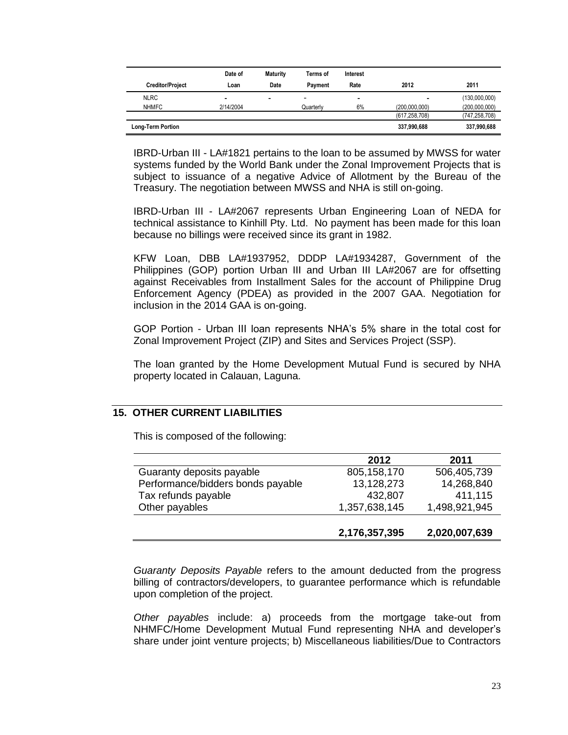| Creditor/Project | Date of Loan | Maturity Date | Terms of Payment | Interest Rate | 2012 | 2011 |
|---|---|---|---|---|---|---|
| NLRC | - | - | - | - | - | (130,000,000) |
| NHMFC | 2/14/2004 | | Quarterly | 6% | (200,000,000) | (200,000,000) |
| | | | | | (617,258,708) | (747,258,708) |
| **Long-Term Portion** | | | | | **337,990,688** | **337,990,688** |

IBRD-Urban III - LA#1821 pertains to the loan to be assumed by MWSS for water systems funded by the World Bank under the Zonal Improvement Projects that is subject to issuance of a negative Advice of Allotment by the Bureau of the Treasury. The negotiation between MWSS and NHA is still on-going.

IBRD-Urban III - LA#2067 represents Urban Engineering Loan of NEDA for technical assistance to Kinhill Pty. Ltd. No payment has been made for this loan because no billings were received since its grant in 1982.

KFW Loan, DBB LA#1937952, DDDP LA#1934287, Government of the Philippines (GOP) portion Urban III and Urban III LA#2067 are for offsetting against Receivables from Installment Sales for the account of Philippine Drug Enforcement Agency (PDEA) as provided in the 2007 GAA. Negotiation for inclusion in the 2014 GAA is on-going.

GOP Portion - Urban III loan represents NHA's 5% share in the total cost for Zonal Improvement Project (ZIP) and Sites and Services Project (SSP).

The loan granted by the Home Development Mutual Fund is secured by NHA property located in Calauan, Laguna.

## 15. OTHER CURRENT LIABILITIES

This is composed of the following:

| | 2012 | 2011 |
|---|---|---|
| Guaranty deposits payable | 805,158,170 | 506,405,739 |
| Performance/bidders bonds payable | 13,128,273 | 14,268,840 |
| Tax refunds payable | 432,807 | 411,115 |
| Other payables | 1,357,638,145 | 1,498,921,945 |
| | **2,176,357,395** | **2,020,007,639** |

*Guaranty Deposits Payable* refers to the amount deducted from the progress billing of contractors/developers, to guarantee performance which is refundable upon completion of the project.

*Other payables* include: a) proceeds from the mortgage take-out from NHMFC/Home Development Mutual Fund representing NHA and developer's share under joint venture projects; b) Miscellaneous liabilities/Due to Contractors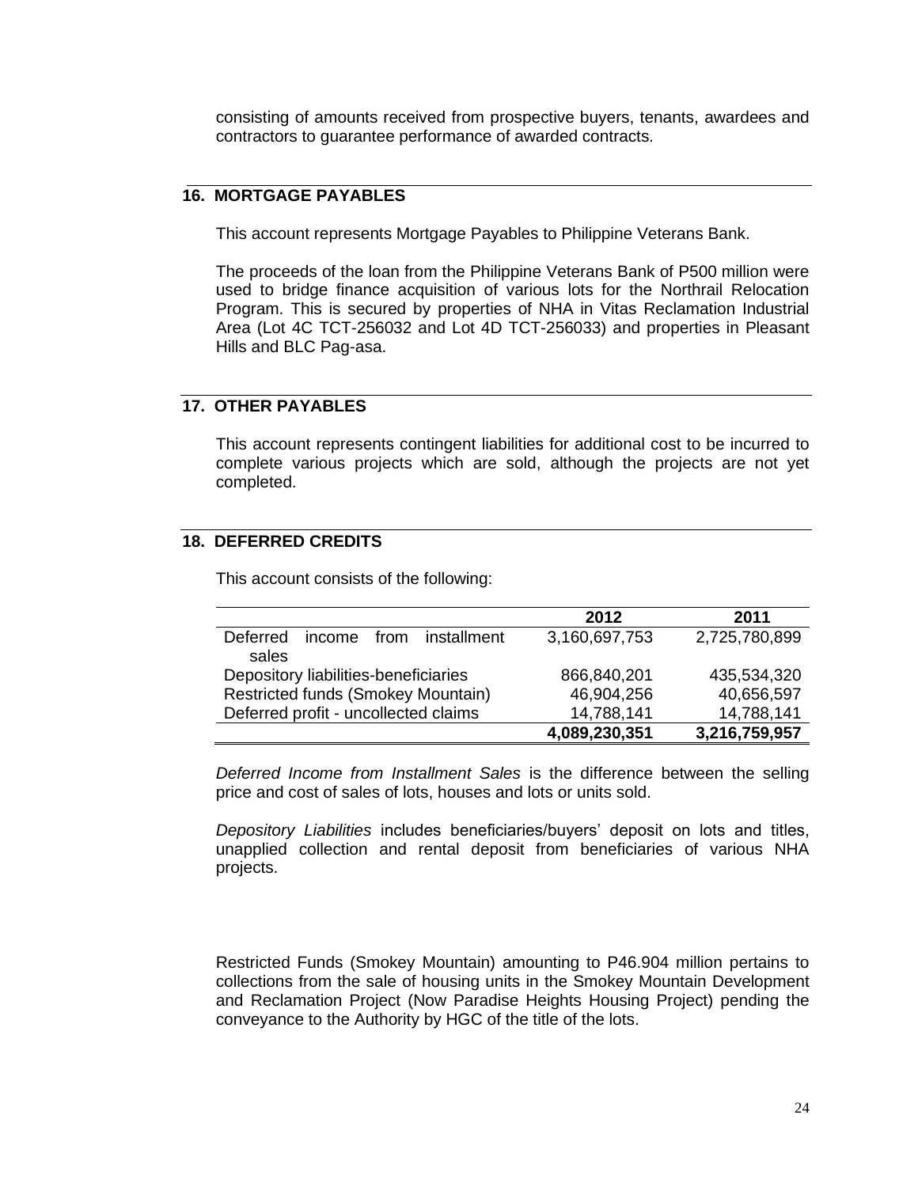consisting of amounts received from prospective buyers, tenants, awardees and contractors to guarantee performance of awarded contracts.

## 16. MORTGAGE PAYABLES

This account represents Mortgage Payables to Philippine Veterans Bank.

The proceeds of the loan from the Philippine Veterans Bank of P500 million were used to bridge finance acquisition of various lots for the Northrail Relocation Program. This is secured by properties of NHA in Vitas Reclamation Industrial Area (Lot 4C TCT-256032 and Lot 4D TCT-256033) and properties in Pleasant Hills and BLC Pag-asa.

## 17. OTHER PAYABLES

This account represents contingent liabilities for additional cost to be incurred to complete various projects which are sold, although the projects are not yet completed.

## 18. DEFERRED CREDITS

This account consists of the following:

| | 2012 | 2011 |
|---|---|---|
| Deferred income from installment sales | 3,160,697,753 | 2,725,780,899 |
| Depository liabilities-beneficiaries | 866,840,201 | 435,534,320 |
| Restricted funds (Smokey Mountain) | 46,904,256 | 40,656,597 |
| Deferred profit - uncollected claims | 14,788,141 | 14,788,141 |
| | **4,089,230,351** | **3,216,759,957** |

*Deferred Income from Installment Sales* is the difference between the selling price and cost of sales of lots, houses and lots or units sold.

*Depository Liabilities* includes beneficiaries/buyers' deposit on lots and titles, unapplied collection and rental deposit from beneficiaries of various NHA projects.

Restricted Funds (Smokey Mountain) amounting to P46.904 million pertains to collections from the sale of housing units in the Smokey Mountain Development and Reclamation Project (Now Paradise Heights Housing Project) pending the conveyance to the Authority by HGC of the title of the lots.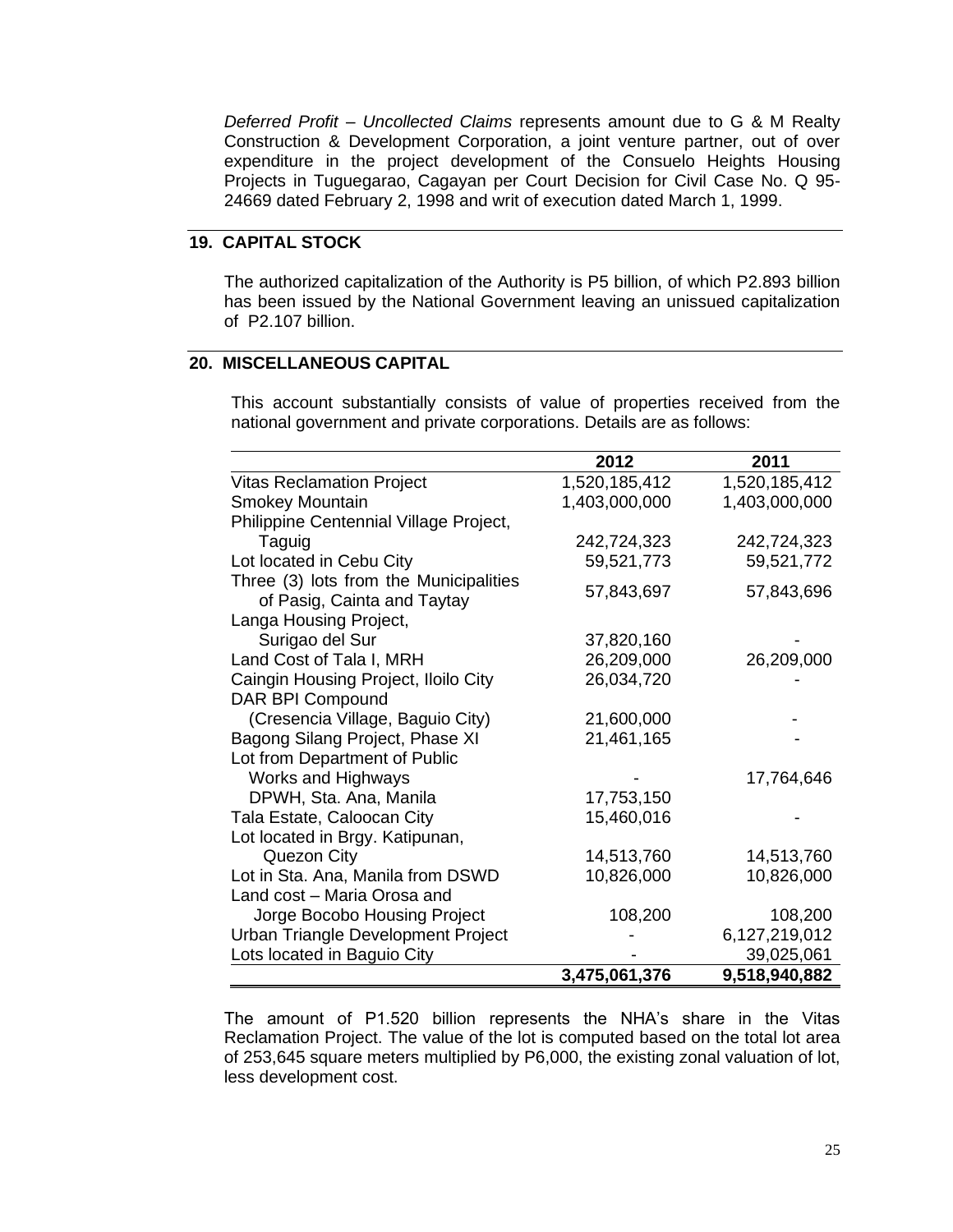*Deferred Profit – Uncollected Claims* represents amount due to G & M Realty Construction & Development Corporation, a joint venture partner, out of over expenditure in the project development of the Consuelo Heights Housing Projects in Tuguegarao, Cagayan per Court Decision for Civil Case No. Q 95-24669 dated February 2, 1998 and writ of execution dated March 1, 1999.

## 19. CAPITAL STOCK

The authorized capitalization of the Authority is P5 billion, of which P2.893 billion has been issued by the National Government leaving an unissued capitalization of P2.107 billion.

## 20. MISCELLANEOUS CAPITAL

This account substantially consists of value of properties received from the national government and private corporations. Details are as follows:

| | 2012 | 2011 |
|---|---|---|
| Vitas Reclamation Project | 1,520,185,412 | 1,520,185,412 |
| Smokey Mountain | 1,403,000,000 | 1,403,000,000 |
| Philippine Centennial Village Project, Taguig | 242,724,323 | 242,724,323 |
| Lot located in Cebu City | 59,521,773 | 59,521,772 |
| Three (3) lots from the Municipalities of Pasig, Cainta and Taytay | 57,843,697 | 57,843,696 |
| Langa Housing Project, Surigao del Sur | 37,820,160 | - |
| Land Cost of Tala I, MRH | 26,209,000 | 26,209,000 |
| Caingin Housing Project, Iloilo City | 26,034,720 | - |
| DAR BPI Compound (Cresencia Village, Baguio City) | 21,600,000 | - |
| Bagong Silang Project, Phase XI | 21,461,165 | - |
| Lot from Department of Public Works and Highways | - | 17,764,646 |
| DPWH, Sta. Ana, Manila | 17,753,150 | |
| Tala Estate, Caloocan City | 15,460,016 | - |
| Lot located in Brgy. Katipunan, Quezon City | 14,513,760 | 14,513,760 |
| Lot in Sta. Ana, Manila from DSWD | 10,826,000 | 10,826,000 |
| Land cost – Maria Orosa and Jorge Bocobo Housing Project | 108,200 | 108,200 |
| Urban Triangle Development Project | - | 6,127,219,012 |
| Lots located in Baguio City | - | 39,025,061 |
| | **3,475,061,376** | **9,518,940,882** |

The amount of P1.520 billion represents the NHA's share in the Vitas Reclamation Project. The value of the lot is computed based on the total lot area of 253,645 square meters multiplied by P6,000, the existing zonal valuation of lot, less development cost.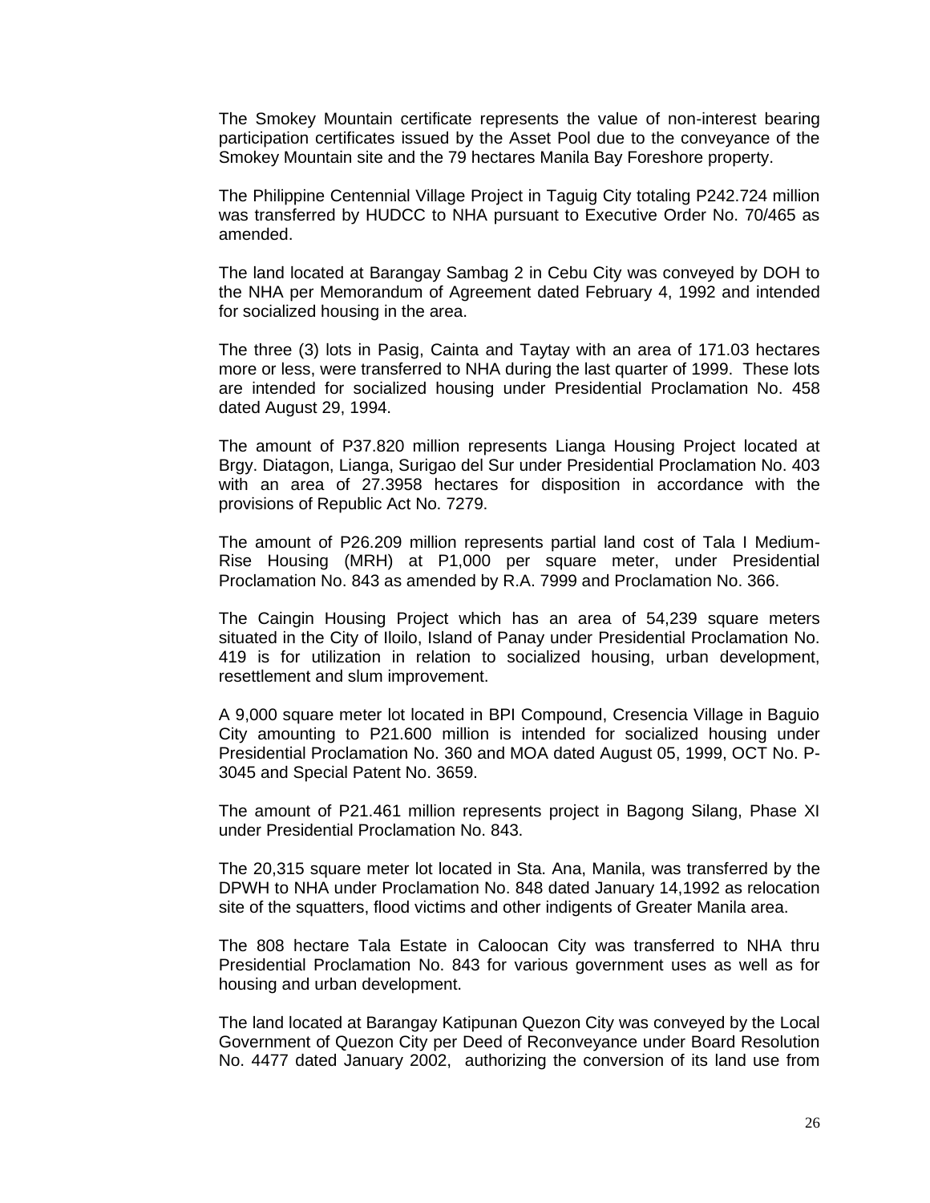The Smokey Mountain certificate represents the value of non-interest bearing participation certificates issued by the Asset Pool due to the conveyance of the Smokey Mountain site and the 79 hectares Manila Bay Foreshore property.

The Philippine Centennial Village Project in Taguig City totaling P242.724 million was transferred by HUDCC to NHA pursuant to Executive Order No. 70/465 as amended.

The land located at Barangay Sambag 2 in Cebu City was conveyed by DOH to the NHA per Memorandum of Agreement dated February 4, 1992 and intended for socialized housing in the area.

The three (3) lots in Pasig, Cainta and Taytay with an area of 171.03 hectares more or less, were transferred to NHA during the last quarter of 1999. These lots are intended for socialized housing under Presidential Proclamation No. 458 dated August 29, 1994.

The amount of P37.820 million represents Lianga Housing Project located at Brgy. Diatagon, Lianga, Surigao del Sur under Presidential Proclamation No. 403 with an area of 27.3958 hectares for disposition in accordance with the provisions of Republic Act No. 7279.

The amount of P26.209 million represents partial land cost of Tala I Medium-Rise Housing (MRH) at P1,000 per square meter, under Presidential Proclamation No. 843 as amended by R.A. 7999 and Proclamation No. 366.

The Caingin Housing Project which has an area of 54,239 square meters situated in the City of Iloilo, Island of Panay under Presidential Proclamation No. 419 is for utilization in relation to socialized housing, urban development, resettlement and slum improvement.

A 9,000 square meter lot located in BPI Compound, Cresencia Village in Baguio City amounting to P21.600 million is intended for socialized housing under Presidential Proclamation No. 360 and MOA dated August 05, 1999, OCT No. P-3045 and Special Patent No. 3659.

The amount of P21.461 million represents project in Bagong Silang, Phase XI under Presidential Proclamation No. 843.

The 20,315 square meter lot located in Sta. Ana, Manila, was transferred by the DPWH to NHA under Proclamation No. 848 dated January 14,1992 as relocation site of the squatters, flood victims and other indigents of Greater Manila area.

The 808 hectare Tala Estate in Caloocan City was transferred to NHA thru Presidential Proclamation No. 843 for various government uses as well as for housing and urban development.

The land located at Barangay Katipunan Quezon City was conveyed by the Local Government of Quezon City per Deed of Reconveyance under Board Resolution No. 4477 dated January 2002, authorizing the conversion of its land use from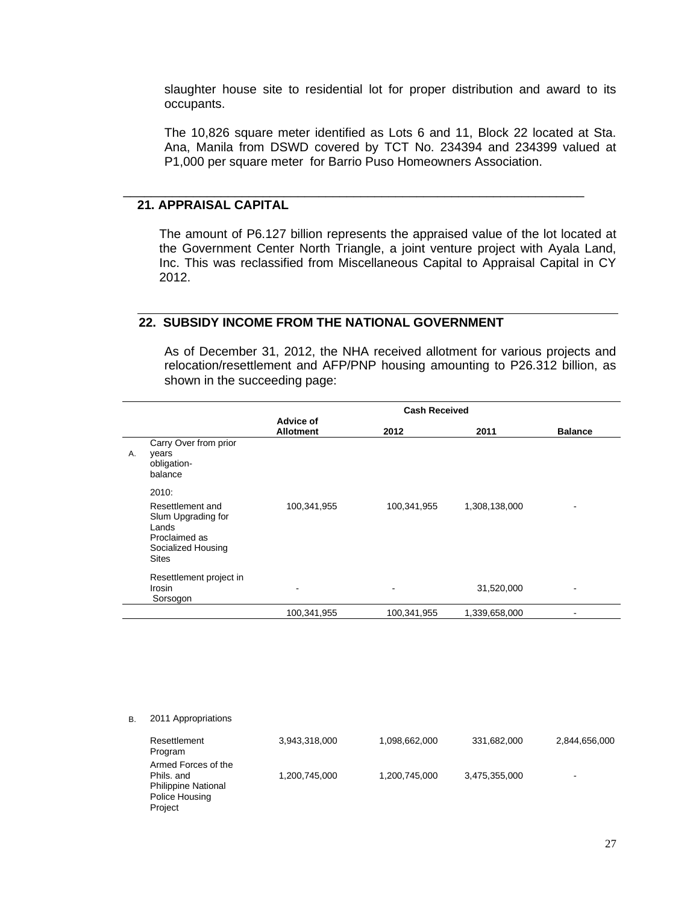slaughter house site to residential lot for proper distribution and award to its occupants.

The 10,826 square meter identified as Lots 6 and 11, Block 22 located at Sta. Ana, Manila from DSWD covered by TCT No. 234394 and 234399 valued at P1,000 per square meter for Barrio Puso Homeowners Association.

## 21. APPRAISAL CAPITAL

The amount of P6.127 billion represents the appraised value of the lot located at the Government Center North Triangle, a joint venture project with Ayala Land, Inc. This was reclassified from Miscellaneous Capital to Appraisal Capital in CY 2012.

## 22. SUBSIDY INCOME FROM THE NATIONAL GOVERNMENT

As of December 31, 2012, the NHA received allotment for various projects and relocation/resettlement and AFP/PNP housing amounting to P26.312 billion, as shown in the succeeding page:

| | | Advice of Allotment | Cash Received | | Balance |
|---|---|---|---|---|---|
| | | | 2012 | 2011 | |
| A. | Carry Over from prior years obligation-balance | | | | |
| | 2010: | | | | |
| | Resettlement and Slum Upgrading for Lands Proclaimed as Socialized Housing Sites | 100,341,955 | 100,341,955 | 1,308,138,000 | - |
| | Resettlement project in Irosin Sorsogon | - | - | 31,520,000 | - |
| | | 100,341,955 | 100,341,955 | 1,339,658,000 | - |
| B. | 2011 Appropriations | | | | |
| | Resettlement Program | 3,943,318,000 | 1,098,662,000 | 331,682,000 | 2,844,656,000 |
| | Armed Forces of the Phils. and Philippine National Police Housing Project | 1,200,745,000 | 1,200,745,000 | 3,475,355,000 | - |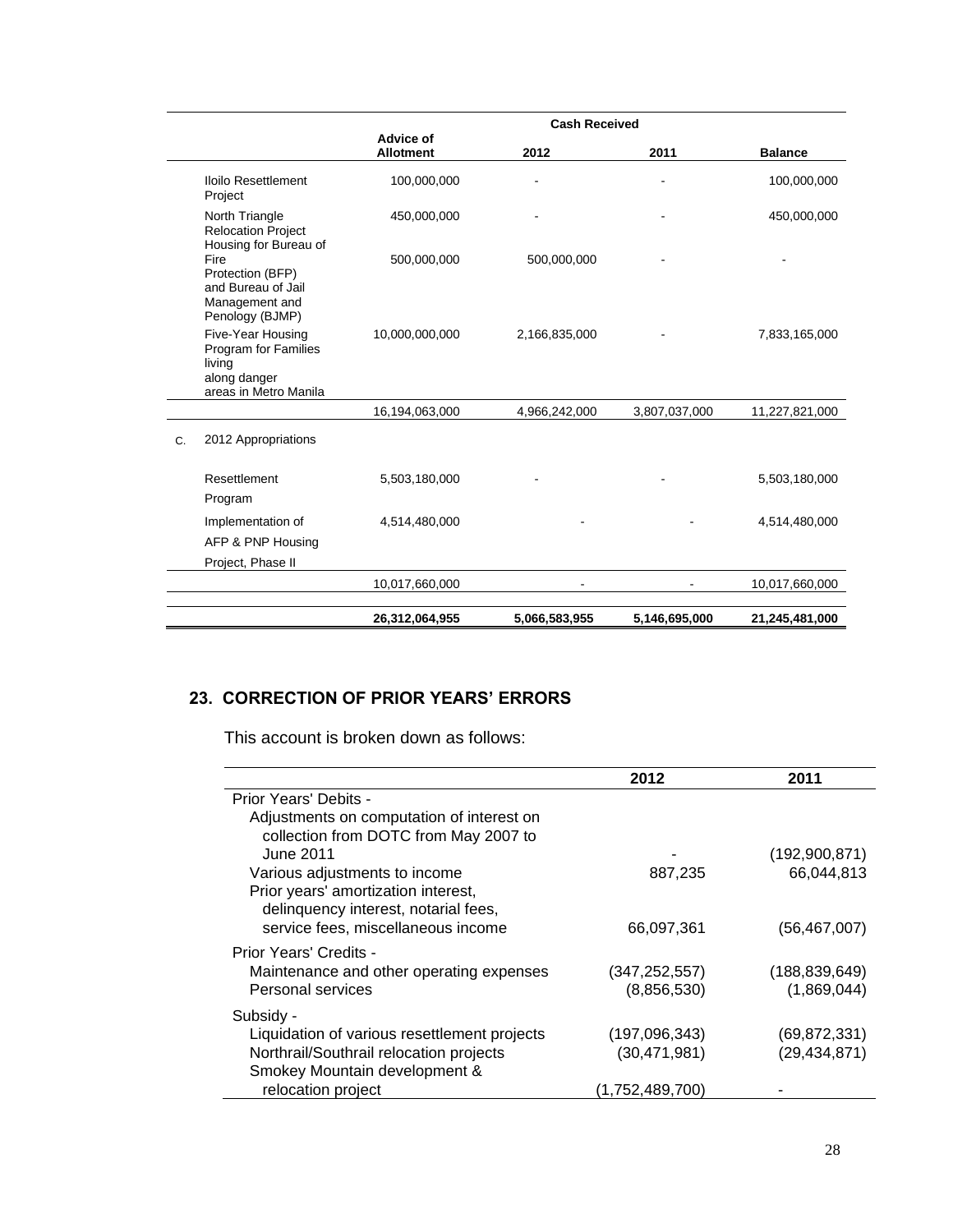| | Advice of Allotment | Cash Received 2012 | Cash Received 2011 | Balance |
|---|---|---|---|---|
| Iloilo Resettlement Project | 100,000,000 | - | - | 100,000,000 |
| North Triangle Relocation Project | 450,000,000 | - | - | 450,000,000 |
| Housing for Bureau of Fire Protection (BFP) and Bureau of Jail Management and Penology (BJMP) | 500,000,000 | 500,000,000 | - | - |
| Five-Year Housing Program for Families living along danger areas in Metro Manila | 10,000,000,000 | 2,166,835,000 | - | 7,833,165,000 |
| | 16,194,063,000 | 4,966,242,000 | 3,807,037,000 | 11,227,821,000 |
| C. 2012 Appropriations | | | | |
| Resettlement Program | 5,503,180,000 | - | - | 5,503,180,000 |
| Implementation of AFP & PNP Housing Project, Phase II | 4,514,480,000 | - | - | 4,514,480,000 |
| | 10,017,660,000 | - | - | 10,017,660,000 |
| | **26,312,064,955** | **5,066,583,955** | **5,146,695,000** | **21,245,481,000** |

## 23. CORRECTION OF PRIOR YEARS' ERRORS

This account is broken down as follows:

| | 2012 | 2011 |
|---|---|---|
| Prior Years' Debits - | | |
| Adjustments on computation of interest on collection from DOTC from May 2007 to June 2011 | - | (192,900,871) |
| Various adjustments to income | 887,235 | 66,044,813 |
| Prior years' amortization interest, delinquency interest, notarial fees, service fees, miscellaneous income | 66,097,361 | (56,467,007) |
| Prior Years' Credits - | | |
| Maintenance and other operating expenses | (347,252,557) | (188,839,649) |
| Personal services | (8,856,530) | (1,869,044) |
| Subsidy - | | |
| Liquidation of various resettlement projects | (197,096,343) | (69,872,331) |
| Northrail/Southrail relocation projects | (30,471,981) | (29,434,871) |
| Smokey Mountain development & relocation project | (1,752,489,700) | - |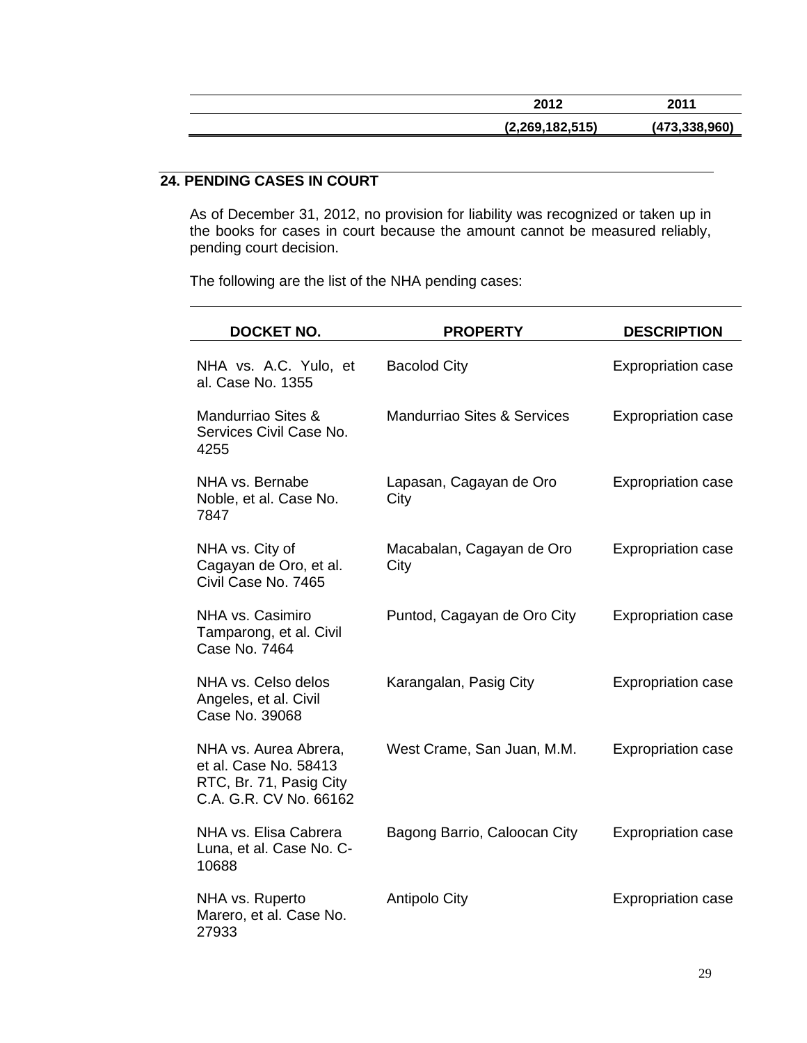| | 2012 | 2011 |
|---|---|---|
| | (2,269,182,515) | (473,338,960) |

## 24. PENDING CASES IN COURT

As of December 31, 2012, no provision for liability was recognized or taken up in the books for cases in court because the amount cannot be measured reliably, pending court decision.

The following are the list of the NHA pending cases:

| DOCKET NO. | PROPERTY | DESCRIPTION |
|---|---|---|
| NHA vs. A.C. Yulo, et al. Case No. 1355 | Bacolod City | Expropriation case |
| Mandurriao Sites & Services Civil Case No. 4255 | Mandurriao Sites & Services | Expropriation case |
| NHA vs. Bernabe Noble, et al. Case No. 7847 | Lapasan, Cagayan de Oro City | Expropriation case |
| NHA vs. City of Cagayan de Oro, et al. Civil Case No. 7465 | Macabalan, Cagayan de Oro City | Expropriation case |
| NHA vs. Casimiro Tamparong, et al. Civil Case No. 7464 | Puntod, Cagayan de Oro City | Expropriation case |
| NHA vs. Celso delos Angeles, et al. Civil Case No. 39068 | Karangalan, Pasig City | Expropriation case |
| NHA vs. Aurea Abrera, et al. Case No. 58413 RTC, Br. 71, Pasig City C.A. G.R. CV No. 66162 | West Crame, San Juan, M.M. | Expropriation case |
| NHA vs. Elisa Cabrera Luna, et al. Case No. C-10688 | Bagong Barrio, Caloocan City | Expropriation case |
| NHA vs. Ruperto Marero, et al. Case No. 27933 | Antipolo City | Expropriation case |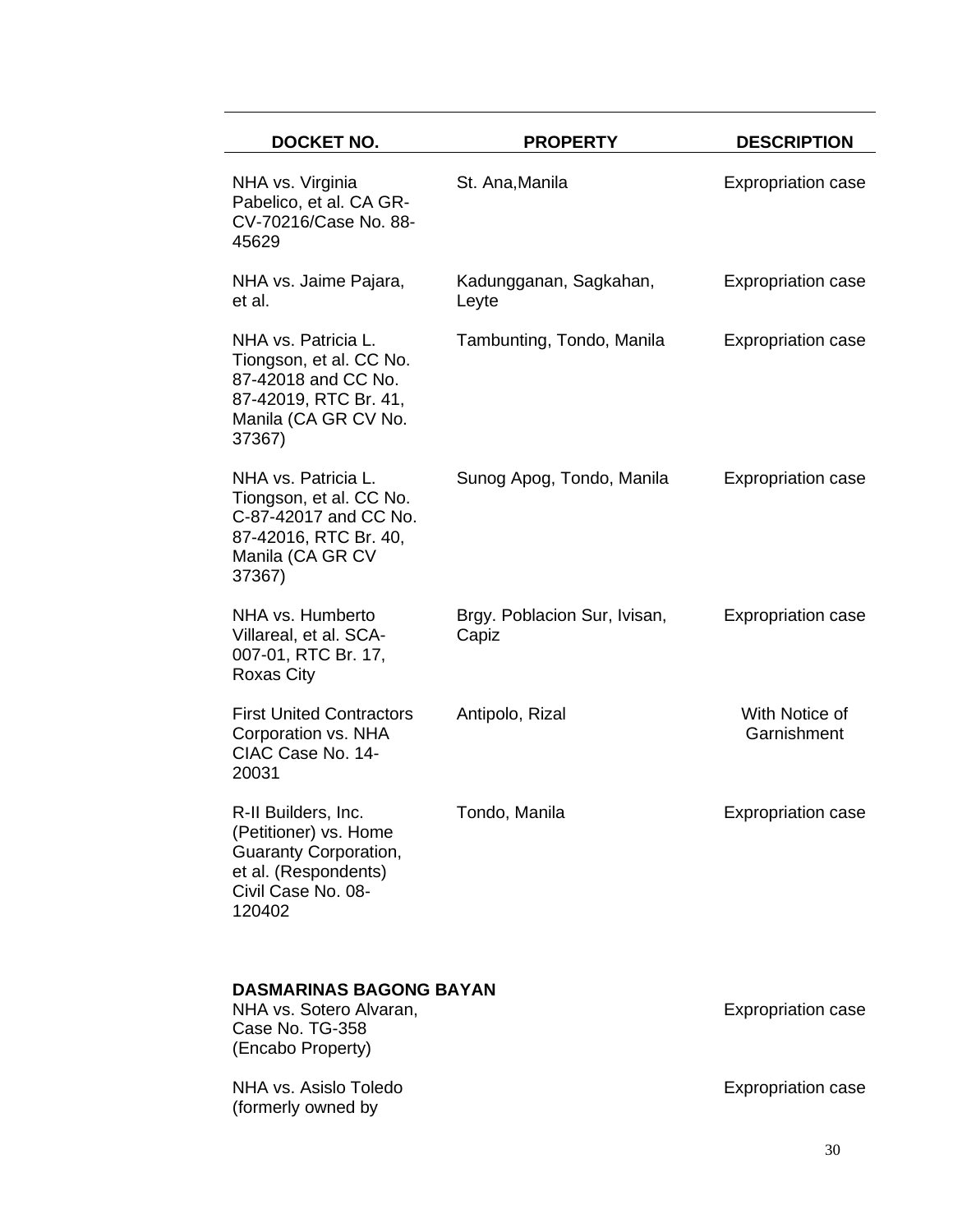| DOCKET NO. | PROPERTY | DESCRIPTION |
|---|---|---|
| NHA vs. Virginia Pabelico, et al. CA GR-CV-70216/Case No. 88-45629 | St. Ana,Manila | Expropriation case |
| NHA vs. Jaime Pajara, et al. | Kadungganan, Sagkahan, Leyte | Expropriation case |
| NHA vs. Patricia L. Tiongson, et al. CC No. 87-42018 and CC No. 87-42019, RTC Br. 41, Manila (CA GR CV No. 37367) | Tambunting, Tondo, Manila | Expropriation case |
| NHA vs. Patricia L. Tiongson, et al. CC No. C-87-42017 and CC No. 87-42016, RTC Br. 40, Manila (CA GR CV 37367) | Sunog Apog, Tondo, Manila | Expropriation case |
| NHA vs. Humberto Villareal, et al. SCA-007-01, RTC Br. 17, Roxas City | Brgy. Poblacion Sur, Ivisan, Capiz | Expropriation case |
| First United Contractors Corporation vs. NHA CIAC Case No. 14-20031 | Antipolo, Rizal | With Notice of Garnishment |
| R-II Builders, Inc. (Petitioner) vs. Home Guaranty Corporation, et al. (Respondents) Civil Case No. 08-120402 | Tondo, Manila | Expropriation case |
| **DASMARINAS BAGONG BAYAN** | | |
| NHA vs. Sotero Alvaran, Case No. TG-358 (Encabo Property) | | Expropriation case |
| NHA vs. Asislo Toledo (formerly owned by | | Expropriation case |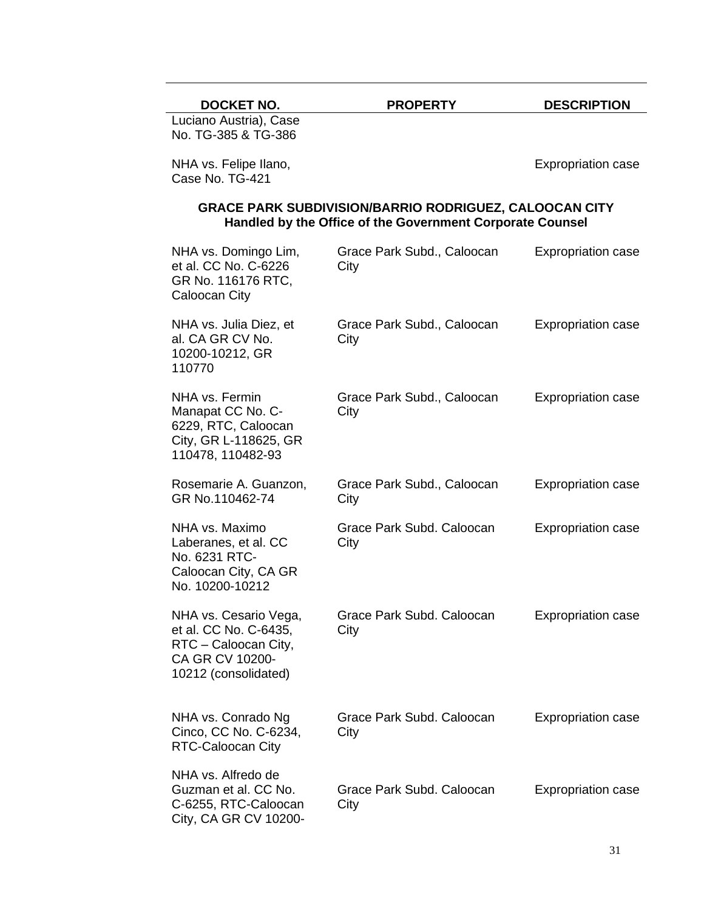| DOCKET NO. | PROPERTY | DESCRIPTION |
| --- | --- | --- |
| Luciano Austria), Case No. TG-385 & TG-386 | | |
| NHA vs. Felipe Ilano, Case No. TG-421 | | Expropriation case |

**GRACE PARK SUBDIVISION/BARRIO RODRIGUEZ, CALOOCAN CITY**
**Handled by the Office of the Government Corporate Counsel**

| DOCKET NO. | PROPERTY | DESCRIPTION |
| --- | --- | --- |
| NHA vs. Domingo Lim, et al. CC No. C-6226 GR No. 116176 RTC, Caloocan City | Grace Park Subd., Caloocan City | Expropriation case |
| NHA vs. Julia Diez, et al. CA GR CV No. 10200-10212, GR 110770 | Grace Park Subd., Caloocan City | Expropriation case |
| NHA vs. Fermin Manapat CC No. C-6229, RTC, Caloocan City, GR L-118625, GR 110478, 110482-93 | Grace Park Subd., Caloocan City | Expropriation case |
| Rosemarie A. Guanzon, GR No.110462-74 | Grace Park Subd., Caloocan City | Expropriation case |
| NHA vs. Maximo Laberanes, et al. CC No. 6231 RTC-Caloocan City, CA GR No. 10200-10212 | Grace Park Subd. Caloocan City | Expropriation case |
| NHA vs. Cesario Vega, et al. CC No. C-6435, RTC – Caloocan City, CA GR CV 10200-10212 (consolidated) | Grace Park Subd. Caloocan City | Expropriation case |
| NHA vs. Conrado Ng Cinco, CC No. C-6234, RTC-Caloocan City | Grace Park Subd. Caloocan City | Expropriation case |
| NHA vs. Alfredo de Guzman et al. CC No. C-6255, RTC-Caloocan City, CA GR CV 10200- | Grace Park Subd. Caloocan City | Expropriation case |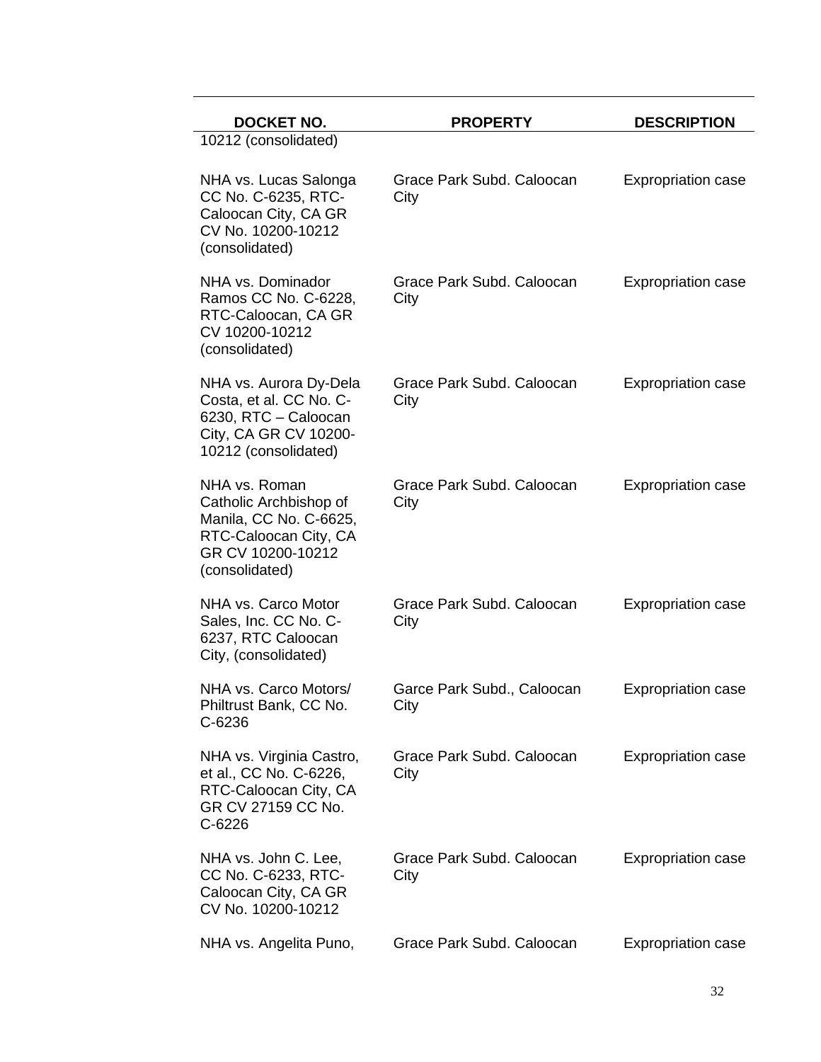| DOCKET NO. | PROPERTY | DESCRIPTION |
| --- | --- | --- |
| 10212 (consolidated) | | |
| NHA vs. Lucas Salonga CC No. C-6235, RTC-Caloocan City, CA GR CV No. 10200-10212 (consolidated) | Grace Park Subd. Caloocan City | Expropriation case |
| NHA vs. Dominador Ramos CC No. C-6228, RTC-Caloocan, CA GR CV 10200-10212 (consolidated) | Grace Park Subd. Caloocan City | Expropriation case |
| NHA vs. Aurora Dy-Dela Costa, et al. CC No. C-6230, RTC – Caloocan City, CA GR CV 10200-10212 (consolidated) | Grace Park Subd. Caloocan City | Expropriation case |
| NHA vs. Roman Catholic Archbishop of Manila, CC No. C-6625, RTC-Caloocan City, CA GR CV 10200-10212 (consolidated) | Grace Park Subd. Caloocan City | Expropriation case |
| NHA vs. Carco Motor Sales, Inc. CC No. C-6237, RTC Caloocan City, (consolidated) | Grace Park Subd. Caloocan City | Expropriation case |
| NHA vs. Carco Motors/ Philtrust Bank, CC No. C-6236 | Garce Park Subd., Caloocan City | Expropriation case |
| NHA vs. Virginia Castro, et al., CC No. C-6226, RTC-Caloocan City, CA GR CV 27159 CC No. C-6226 | Grace Park Subd. Caloocan City | Expropriation case |
| NHA vs. John C. Lee, CC No. C-6233, RTC-Caloocan City, CA GR CV No. 10200-10212 | Grace Park Subd. Caloocan City | Expropriation case |
| NHA vs. Angelita Puno, | Grace Park Subd. Caloocan | Expropriation case |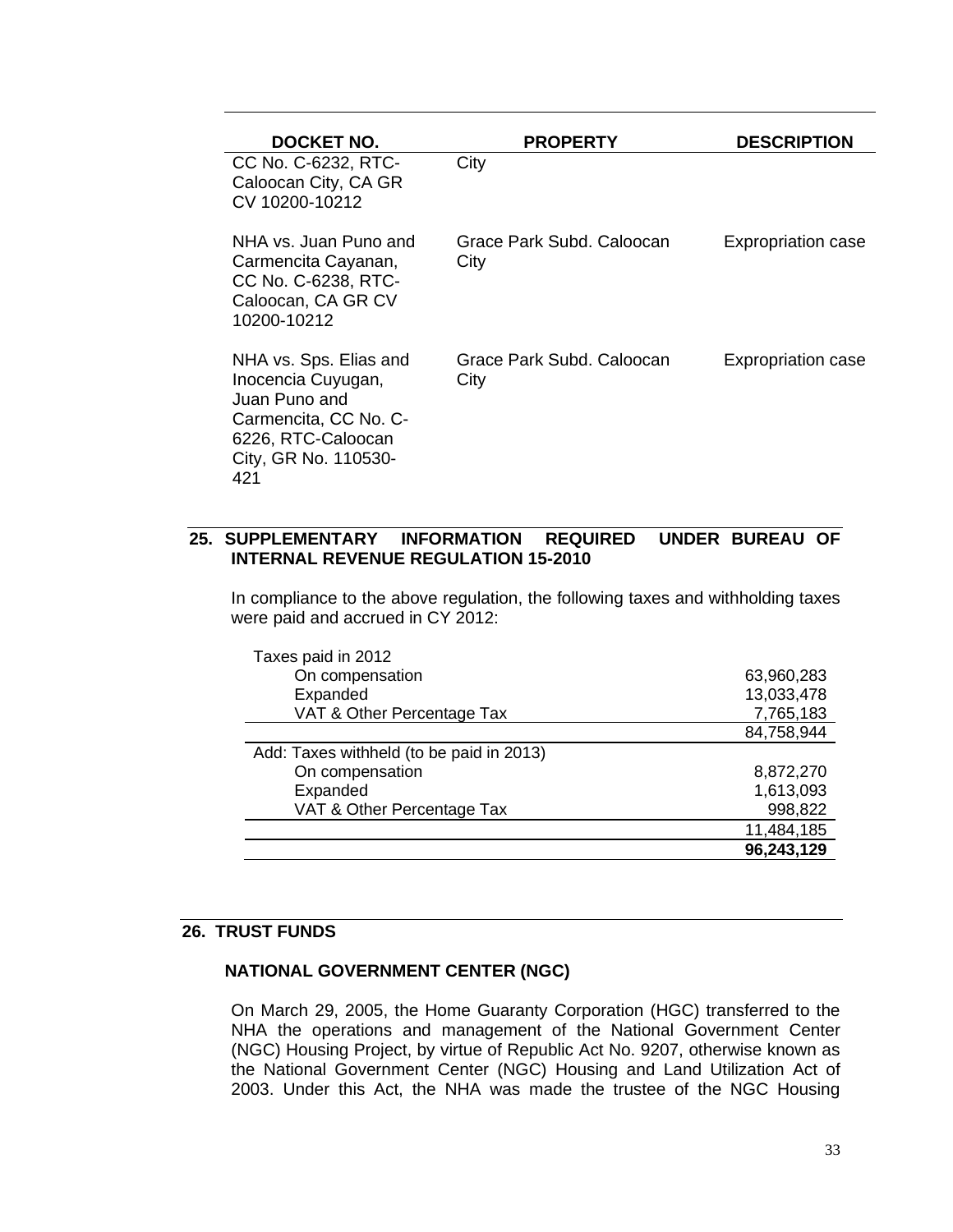| DOCKET NO. | PROPERTY | DESCRIPTION |
|---|---|---|
| CC No. C-6232, RTC-Caloocan City, CA GR CV 10200-10212 | City | |
| NHA vs. Juan Puno and Carmencita Cayanan, CC No. C-6238, RTC-Caloocan, CA GR CV 10200-10212 | Grace Park Subd. Caloocan City | Expropriation case |
| NHA vs. Sps. Elias and Inocencia Cuyugan, Juan Puno and Carmencita, CC No. C-6226, RTC-Caloocan City, GR No. 110530-421 | Grace Park Subd. Caloocan City | Expropriation case |

## 25. SUPPLEMENTARY INFORMATION REQUIRED UNDER BUREAU OF INTERNAL REVENUE REGULATION 15-2010

In compliance to the above regulation, the following taxes and withholding taxes were paid and accrued in CY 2012:

| | |
|---|---:|
| Taxes paid in 2012 | |
| On compensation | 63,960,283 |
| Expanded | 13,033,478 |
| VAT & Other Percentage Tax | 7,765,183 |
| | 84,758,944 |
| Add: Taxes withheld (to be paid in 2013) | |
| On compensation | 8,872,270 |
| Expanded | 1,613,093 |
| VAT & Other Percentage Tax | 998,822 |
| | 11,484,185 |
| | **96,243,129** |

## 26. TRUST FUNDS

### NATIONAL GOVERNMENT CENTER (NGC)

On March 29, 2005, the Home Guaranty Corporation (HGC) transferred to the NHA the operations and management of the National Government Center (NGC) Housing Project, by virtue of Republic Act No. 9207, otherwise known as the National Government Center (NGC) Housing and Land Utilization Act of 2003. Under this Act, the NHA was made the trustee of the NGC Housing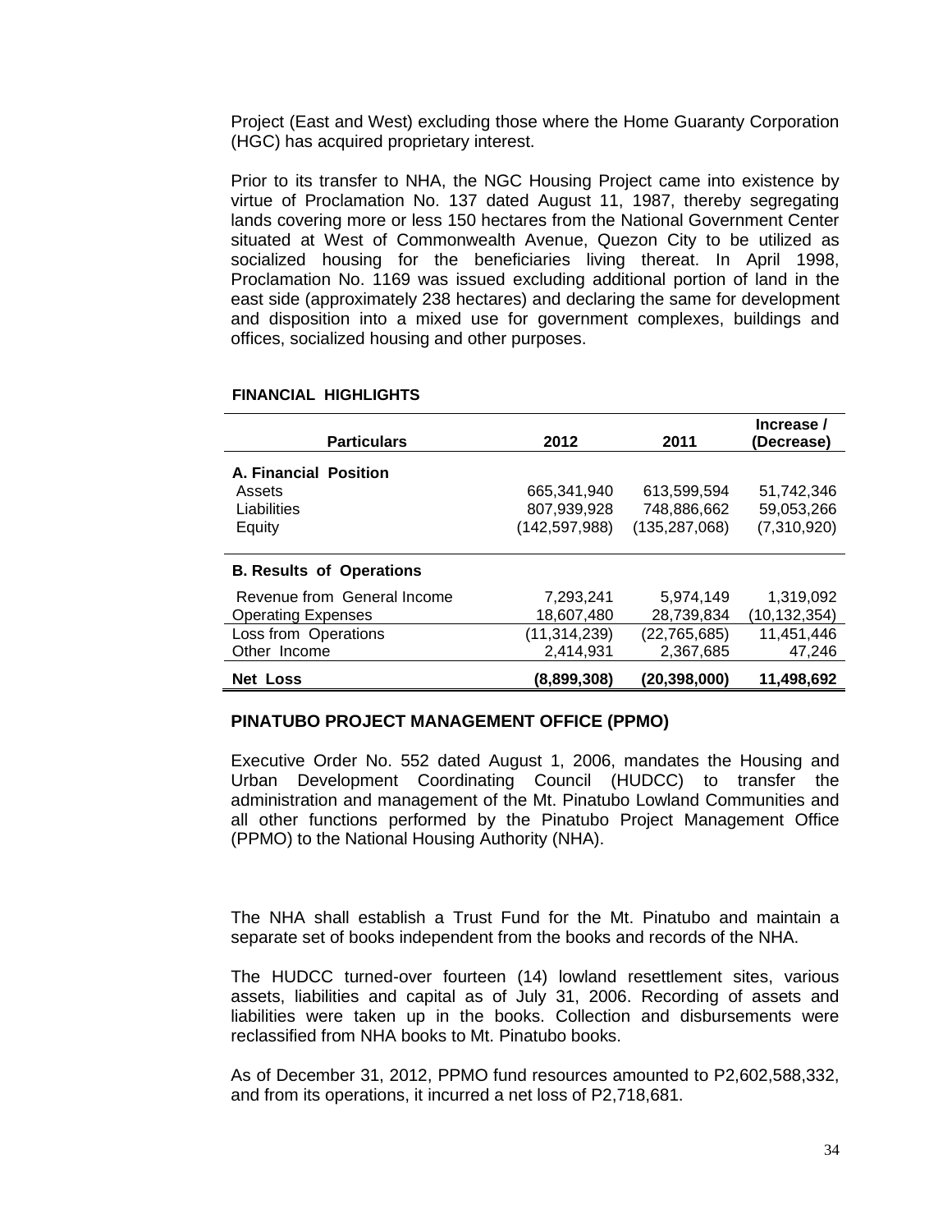Project (East and West) excluding those where the Home Guaranty Corporation (HGC) has acquired proprietary interest.

Prior to its transfer to NHA, the NGC Housing Project came into existence by virtue of Proclamation No. 137 dated August 11, 1987, thereby segregating lands covering more or less 150 hectares from the National Government Center situated at West of Commonwealth Avenue, Quezon City to be utilized as socialized housing for the beneficiaries living thereat. In April 1998, Proclamation No. 1169 was issued excluding additional portion of land in the east side (approximately 238 hectares) and declaring the same for development and disposition into a mixed use for government complexes, buildings and offices, socialized housing and other purposes.

**FINANCIAL HIGHLIGHTS**

| Particulars | 2012 | 2011 | Increase / (Decrease) |
|---|---|---|---|
| **A. Financial Position** | | | |
| Assets | 665,341,940 | 613,599,594 | 51,742,346 |
| Liabilities | 807,939,928 | 748,886,662 | 59,053,266 |
| Equity | (142,597,988) | (135,287,068) | (7,310,920) |
| **B. Results of Operations** | | | |
| Revenue from General Income | 7,293,241 | 5,974,149 | 1,319,092 |
| Operating Expenses | 18,607,480 | 28,739,834 | (10,132,354) |
| Loss from Operations | (11,314,239) | (22,765,685) | 11,451,446 |
| Other Income | 2,414,931 | 2,367,685 | 47,246 |
| **Net Loss** | **(8,899,308)** | **(20,398,000)** | **11,498,692** |

## PINATUBO PROJECT MANAGEMENT OFFICE (PPMO)

Executive Order No. 552 dated August 1, 2006, mandates the Housing and Urban Development Coordinating Council (HUDCC) to transfer the administration and management of the Mt. Pinatubo Lowland Communities and all other functions performed by the Pinatubo Project Management Office (PPMO) to the National Housing Authority (NHA).

The NHA shall establish a Trust Fund for the Mt. Pinatubo and maintain a separate set of books independent from the books and records of the NHA.

The HUDCC turned-over fourteen (14) lowland resettlement sites, various assets, liabilities and capital as of July 31, 2006. Recording of assets and liabilities were taken up in the books. Collection and disbursements were reclassified from NHA books to Mt. Pinatubo books.

As of December 31, 2012, PPMO fund resources amounted to P2,602,588,332, and from its operations, it incurred a net loss of P2,718,681.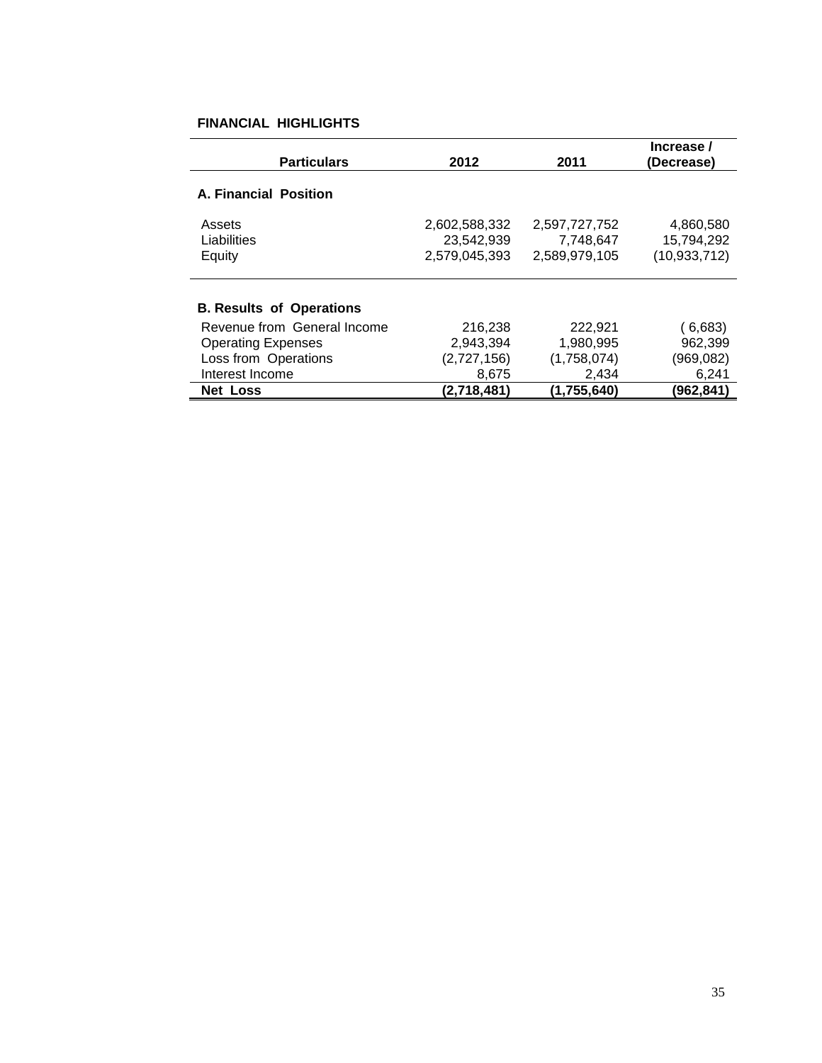**FINANCIAL HIGHLIGHTS**

| Particulars | 2012 | 2011 | Increase / (Decrease) |
|---|---|---|---|
| **A. Financial Position** | | | |
| Assets | 2,602,588,332 | 2,597,727,752 | 4,860,580 |
| Liabilities | 23,542,939 | 7,748,647 | 15,794,292 |
| Equity | 2,579,045,393 | 2,589,979,105 | (10,933,712) |
| **B. Results of Operations** | | | |
| Revenue from General Income | 216,238 | 222,921 | ( 6,683) |
| Operating Expenses | 2,943,394 | 1,980,995 | 962,399 |
| Loss from Operations | (2,727,156) | (1,758,074) | (969,082) |
| Interest Income | 8,675 | 2,434 | 6,241 |
| **Net Loss** | **(2,718,481)** | **(1,755,640)** | **(962,841)** |